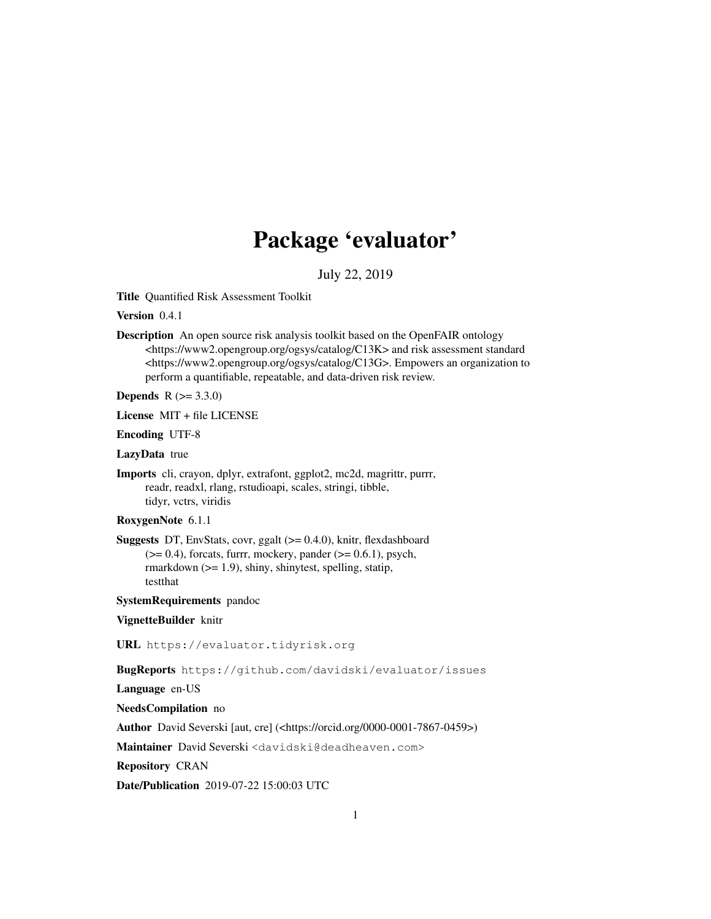# Package 'evaluator'

July 22, 2019

**Title** Quantified Risk Assessment Toolkit

**Version** 0.4.1

**Description** An open source risk analysis toolkit based on the OpenFAIR ontology <https://www2.opengroup.org/ogsys/catalog/C13K> and risk assessment standard <https://www2.opengroup.org/ogsys/catalog/C13G>. Empowers an organization to perform a quantifiable, repeatable, and data-driven risk review.

**Depends** R (>= 3.3.0)

**License** MIT + file LICENSE

**Encoding** UTF-8

**LazyData** true

**Imports** cli, crayon, dplyr, extrafont, ggplot2, mc2d, magrittr, purrr, readr, readxl, rlang, rstudioapi, scales, stringi, tibble, tidyr, vctrs, viridis

**RoxygenNote** 6.1.1

**Suggests** DT, EnvStats, covr, ggalt (>= 0.4.0), knitr, flexdashboard (>= 0.4), forcats, furrr, mockery, pander (>= 0.6.1), psych, rmarkdown (>= 1.9), shiny, shinytest, spelling, statip, testthat

**SystemRequirements** pandoc

**VignetteBuilder** knitr

**URL** `https://evaluator.tidyrisk.org`

**BugReports** `https://github.com/davidski/evaluator/issues`

**Language** en-US

**NeedsCompilation** no

**Author** David Severski [aut, cre] (<https://orcid.org/0000-0001-7867-0459>)

**Maintainer** David Severski `<davidski@deadheaven.com>`

**Repository** CRAN

**Date/Publication** 2019-07-22 15:00:03 UTC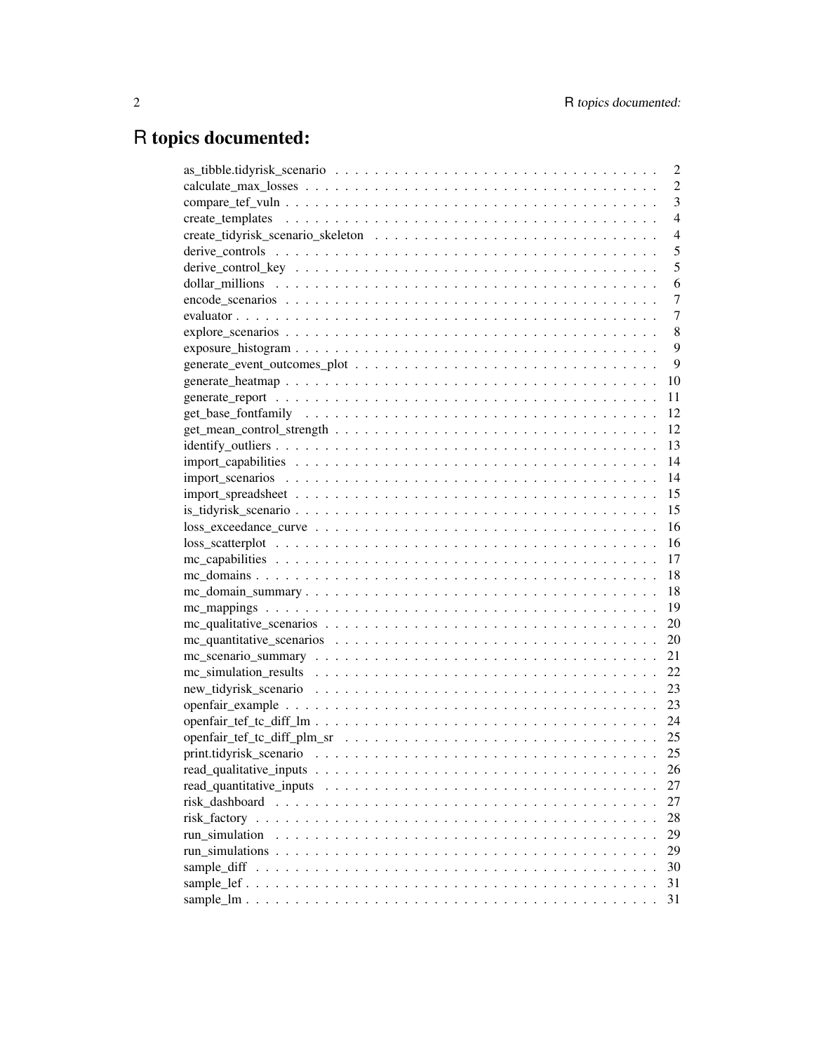# R topics documented:

| | |
|---|---|
| as_tibble.tidyrisk_scenario | 2 |
| calculate_max_losses | 2 |
| compare_tef_vuln | 3 |
| create_templates | 4 |
| create_tidyrisk_scenario_skeleton | 4 |
| derive_controls | 5 |
| derive_control_key | 5 |
| dollar_millions | 6 |
| encode_scenarios | 7 |
| evaluator | 7 |
| explore_scenarios | 8 |
| exposure_histogram | 9 |
| generate_event_outcomes_plot | 9 |
| generate_heatmap | 10 |
| generate_report | 11 |
| get_base_fontfamily | 12 |
| get_mean_control_strength | 12 |
| identify_outliers | 13 |
| import_capabilities | 14 |
| import_scenarios | 14 |
| import_spreadsheet | 15 |
| is_tidyrisk_scenario | 15 |
| loss_exceedance_curve | 16 |
| loss_scatterplot | 16 |
| mc_capabilities | 17 |
| mc_domains | 18 |
| mc_domain_summary | 18 |
| mc_mappings | 19 |
| mc_qualitative_scenarios | 20 |
| mc_quantitative_scenarios | 20 |
| mc_scenario_summary | 21 |
| mc_simulation_results | 22 |
| new_tidyrisk_scenario | 23 |
| openfair_example | 23 |
| openfair_tef_tc_diff_lm | 24 |
| openfair_tef_tc_diff_plm_sr | 25 |
| print.tidyrisk_scenario | 25 |
| read_qualitative_inputs | 26 |
| read_quantitative_inputs | 27 |
| risk_dashboard | 27 |
| risk_factory | 28 |
| run_simulation | 29 |
| run_simulations | 29 |
| sample_diff | 30 |
| sample_lef | 31 |
| sample_lm | 31 |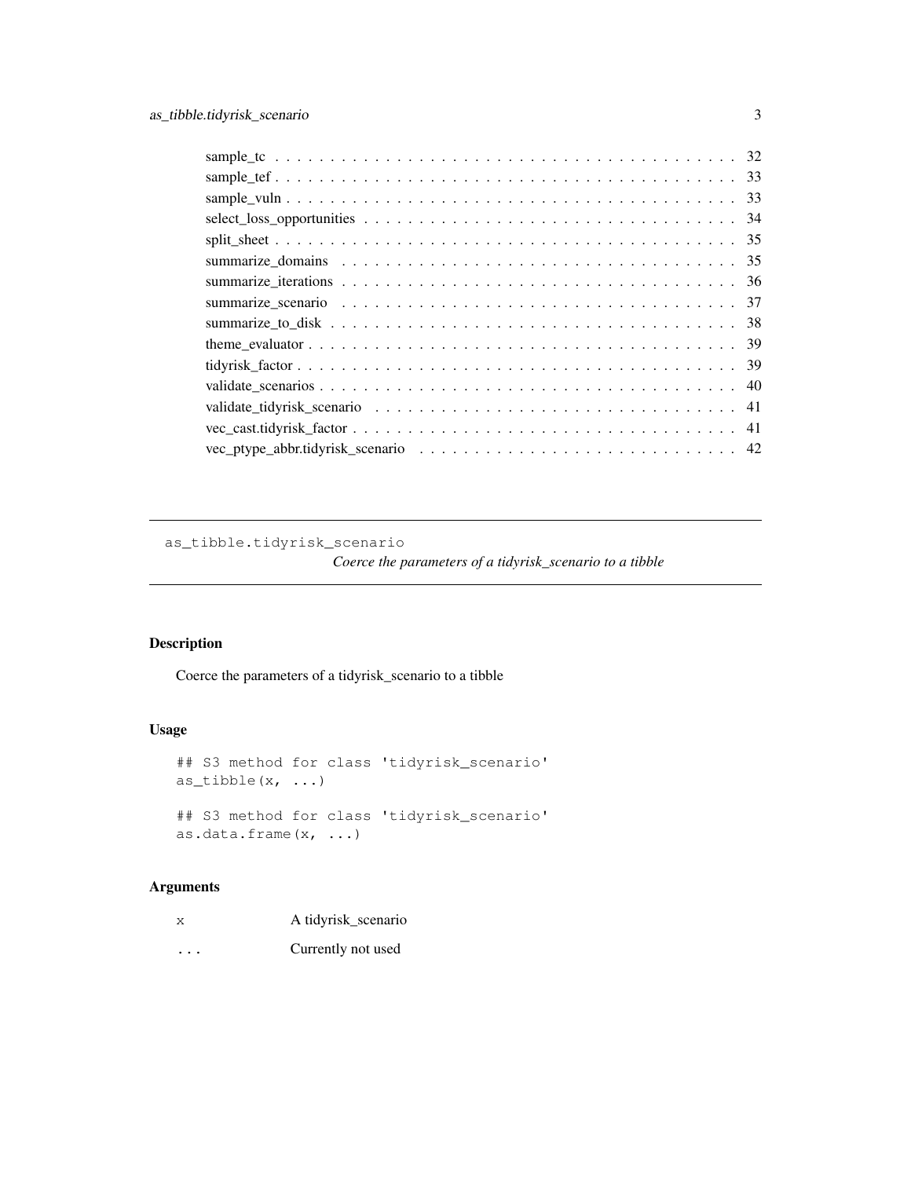sample_tc . . . . . . . . . . . . . . . . . . . . . . . . . . . . . . . . . . . . . . . . 32
sample_tef . . . . . . . . . . . . . . . . . . . . . . . . . . . . . . . . . . . . . . . . 33
sample_vuln . . . . . . . . . . . . . . . . . . . . . . . . . . . . . . . . . . . . . . . . 33
select_loss_opportunities . . . . . . . . . . . . . . . . . . . . . . . . . . . . . . . . . 34
split_sheet . . . . . . . . . . . . . . . . . . . . . . . . . . . . . . . . . . . . . . . . 35
summarize_domains . . . . . . . . . . . . . . . . . . . . . . . . . . . . . . . . . . . . 35
summarize_iterations . . . . . . . . . . . . . . . . . . . . . . . . . . . . . . . . . . . 36
summarize_scenario . . . . . . . . . . . . . . . . . . . . . . . . . . . . . . . . . . . . 37
summarize_to_disk . . . . . . . . . . . . . . . . . . . . . . . . . . . . . . . . . . . . 38
theme_evaluator . . . . . . . . . . . . . . . . . . . . . . . . . . . . . . . . . . . . . . 39
tidyrisk_factor . . . . . . . . . . . . . . . . . . . . . . . . . . . . . . . . . . . . . . 39
validate_scenarios . . . . . . . . . . . . . . . . . . . . . . . . . . . . . . . . . . . . 40
validate_tidyrisk_scenario . . . . . . . . . . . . . . . . . . . . . . . . . . . . . . . . 41
vec_cast.tidyrisk_factor . . . . . . . . . . . . . . . . . . . . . . . . . . . . . . . . . 41
vec_ptype_abbr.tidyrisk_scenario . . . . . . . . . . . . . . . . . . . . . . . . . . . . . 42

---

## as_tibble.tidyrisk_scenario

*Coerce the parameters of a tidyrisk_scenario to a tibble*

### Description

Coerce the parameters of a tidyrisk_scenario to a tibble

### Usage

```
## S3 method for class 'tidyrisk_scenario'
as_tibble(x, ...)

## S3 method for class 'tidyrisk_scenario'
as.data.frame(x, ...)
```

### Arguments

| | |
|---|---|
| x | A tidyrisk_scenario |
| ... | Currently not used |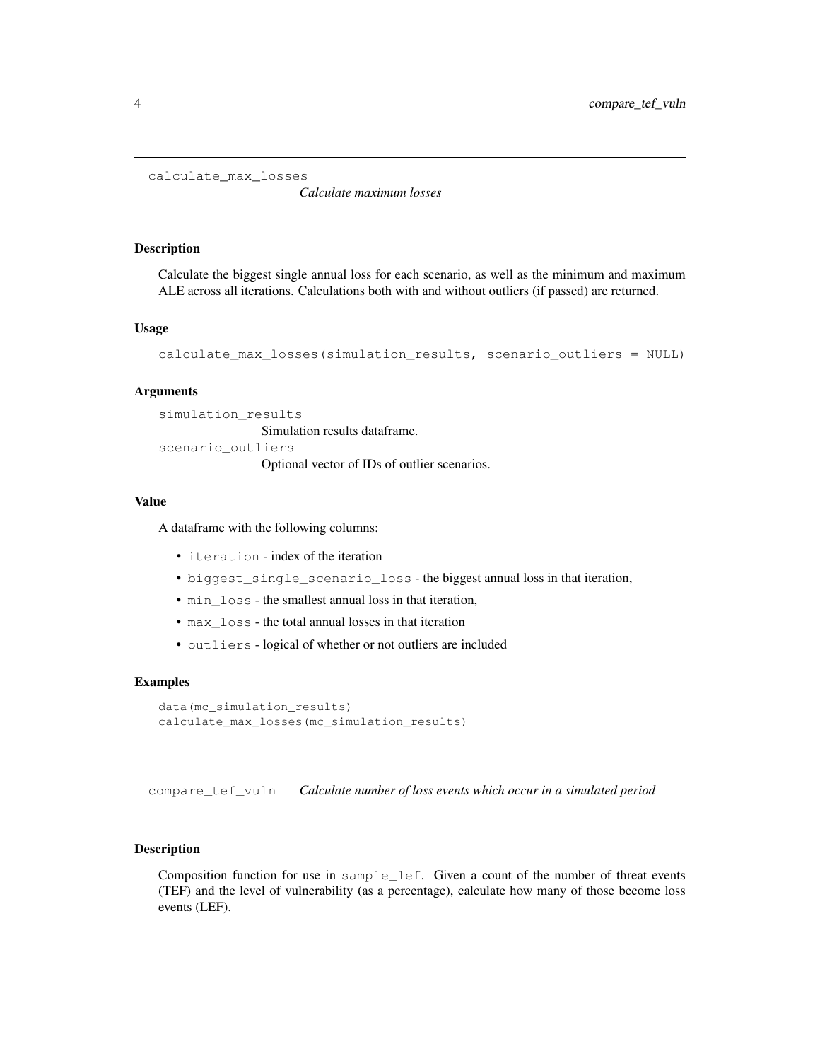## calculate_max_losses — *Calculate maximum losses*

### Description

Calculate the biggest single annual loss for each scenario, as well as the minimum and maximum ALE across all iterations. Calculations both with and without outliers (if passed) are returned.

### Usage

```
calculate_max_losses(simulation_results, scenario_outliers = NULL)
```

### Arguments

`simulation_results`
: Simulation results dataframe.

`scenario_outliers`
: Optional vector of IDs of outlier scenarios.

### Value

A dataframe with the following columns:

- `iteration` - index of the iteration
- `biggest_single_scenario_loss` - the biggest annual loss in that iteration,
- `min_loss` - the smallest annual loss in that iteration,
- `max_loss` - the total annual losses in that iteration
- `outliers` - logical of whether or not outliers are included

### Examples

```
data(mc_simulation_results)
calculate_max_losses(mc_simulation_results)
```

## compare_tef_vuln — *Calculate number of loss events which occur in a simulated period*

### Description

Composition function for use in `sample_lef`. Given a count of the number of threat events (TEF) and the level of vulnerability (as a percentage), calculate how many of those become loss events (LEF).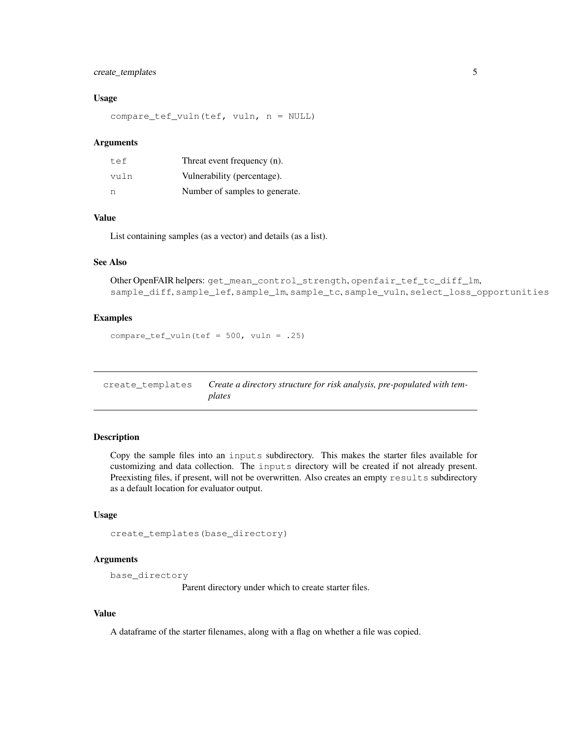### Usage

```
compare_tef_vuln(tef, vuln, n = NULL)
```

### Arguments

| | |
|---|---|
| tef | Threat event frequency (n). |
| vuln | Vulnerability (percentage). |
| n | Number of samples to generate. |

### Value

List containing samples (as a vector) and details (as a list).

### See Also

Other OpenFAIR helpers: get_mean_control_strength, openfair_tef_tc_diff_lm, sample_diff, sample_lef, sample_lm, sample_tc, sample_vuln, select_loss_opportunities

### Examples

```
compare_tef_vuln(tef = 500, vuln = .25)
```

---

## create_templates *Create a directory structure for risk analysis, pre-populated with templates*

---

### Description

Copy the sample files into an inputs subdirectory. This makes the starter files available for customizing and data collection. The inputs directory will be created if not already present. Preexisting files, if present, will not be overwritten. Also creates an empty results subdirectory as a default location for evaluator output.

### Usage

```
create_templates(base_directory)
```

### Arguments

base_directory
: Parent directory under which to create starter files.

### Value

A dataframe of the starter filenames, along with a flag on whether a file was copied.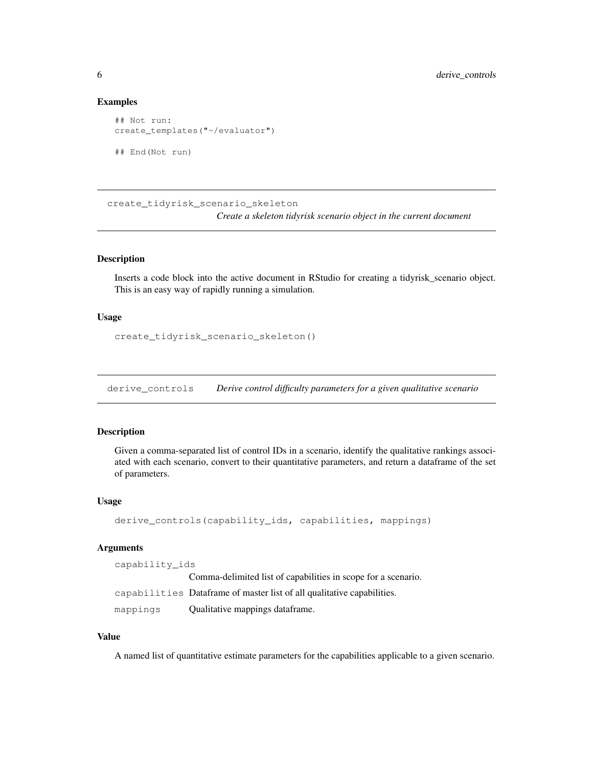## Examples

```
## Not run:
create_templates("~/evaluator")

## End(Not run)
```

---

## create_tidyrisk_scenario_skeleton

*Create a skeleton tidyrisk scenario object in the current document*

### Description

Inserts a code block into the active document in RStudio for creating a tidyrisk_scenario object. This is an easy way of rapidly running a simulation.

### Usage

```
create_tidyrisk_scenario_skeleton()
```

---

## derive_controls

*Derive control difficulty parameters for a given qualitative scenario*

### Description

Given a comma-separated list of control IDs in a scenario, identify the qualitative rankings associated with each scenario, convert to their quantitative parameters, and return a dataframe of the set of parameters.

### Usage

```
derive_controls(capability_ids, capabilities, mappings)
```

### Arguments

| | |
|---|---|
| `capability_ids` | Comma-delimited list of capabilities in scope for a scenario. |
| `capabilities` | Dataframe of master list of all qualitative capabilities. |
| `mappings` | Qualitative mappings dataframe. |

### Value

A named list of quantitative estimate parameters for the capabilities applicable to a given scenario.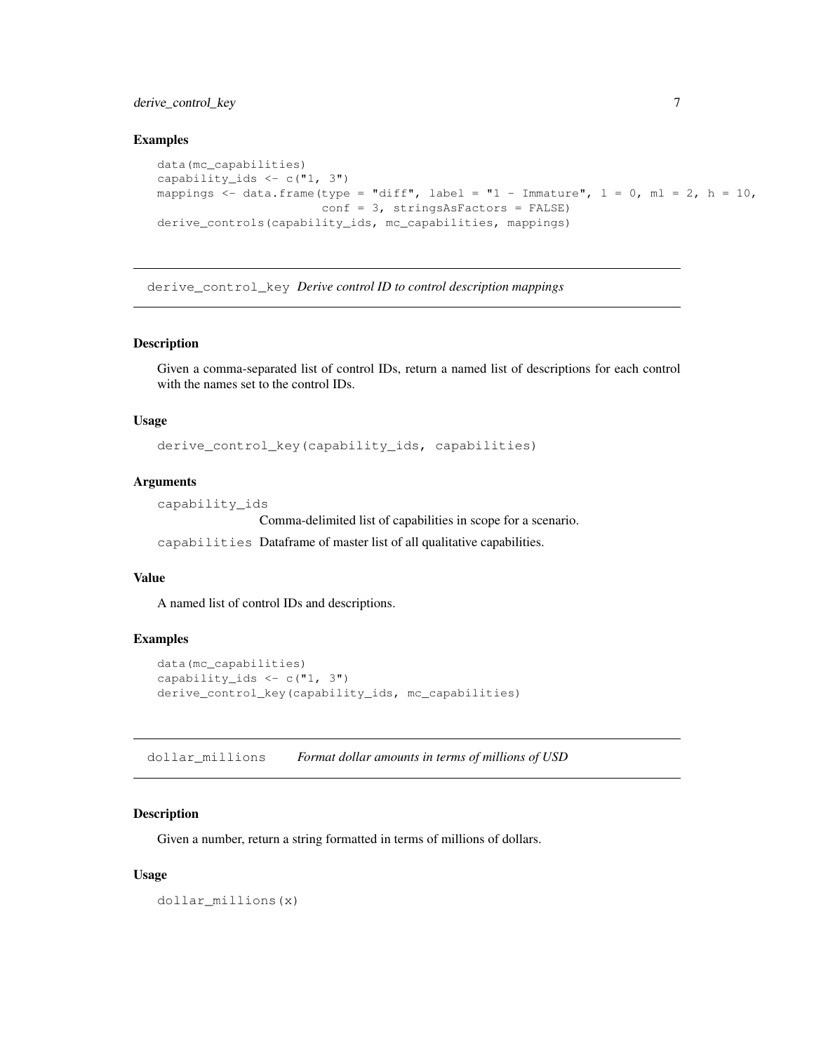### Examples

```
data(mc_capabilities)
capability_ids <- c("1, 3")
mappings <- data.frame(type = "diff", label = "1 - Immature", l = 0, ml = 2, h = 10,
                       conf = 3, stringsAsFactors = FALSE)
derive_controls(capability_ids, mc_capabilities, mappings)
```

---

## derive_control_key *Derive control ID to control description mappings*

### Description

Given a comma-separated list of control IDs, return a named list of descriptions for each control with the names set to the control IDs.

### Usage

```
derive_control_key(capability_ids, capabilities)
```

### Arguments

`capability_ids`
: Comma-delimited list of capabilities in scope for a scenario.

`capabilities`
: Dataframe of master list of all qualitative capabilities.

### Value

A named list of control IDs and descriptions.

### Examples

```
data(mc_capabilities)
capability_ids <- c("1, 3")
derive_control_key(capability_ids, mc_capabilities)
```

---

## dollar_millions *Format dollar amounts in terms of millions of USD*

### Description

Given a number, return a string formatted in terms of millions of dollars.

### Usage

```
dollar_millions(x)
```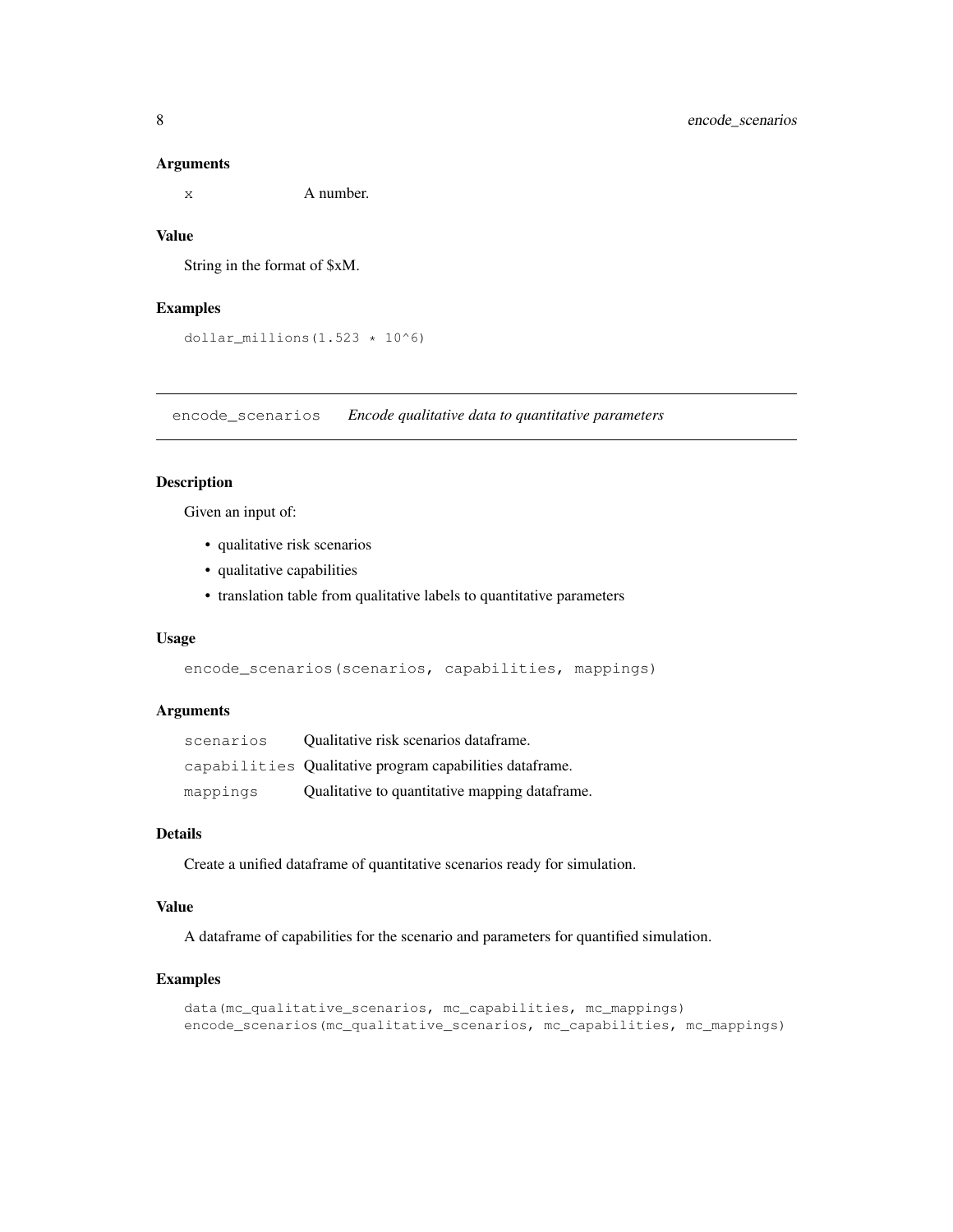### Arguments

| | |
|---|---|
| x | A number. |

### Value

String in the format of $xM.

### Examples

```
dollar_millions(1.523 * 10^6)
```

---

## encode_scenarios *Encode qualitative data to quantitative parameters*

---

### Description

Given an input of:

- qualitative risk scenarios
- qualitative capabilities
- translation table from qualitative labels to quantitative parameters

### Usage

```
encode_scenarios(scenarios, capabilities, mappings)
```

### Arguments

| | |
|---|---|
| scenarios | Qualitative risk scenarios dataframe. |
| capabilities | Qualitative program capabilities dataframe. |
| mappings | Qualitative to quantitative mapping dataframe. |

### Details

Create a unified dataframe of quantitative scenarios ready for simulation.

### Value

A dataframe of capabilities for the scenario and parameters for quantified simulation.

### Examples

```
data(mc_qualitative_scenarios, mc_capabilities, mc_mappings)
encode_scenarios(mc_qualitative_scenarios, mc_capabilities, mc_mappings)
```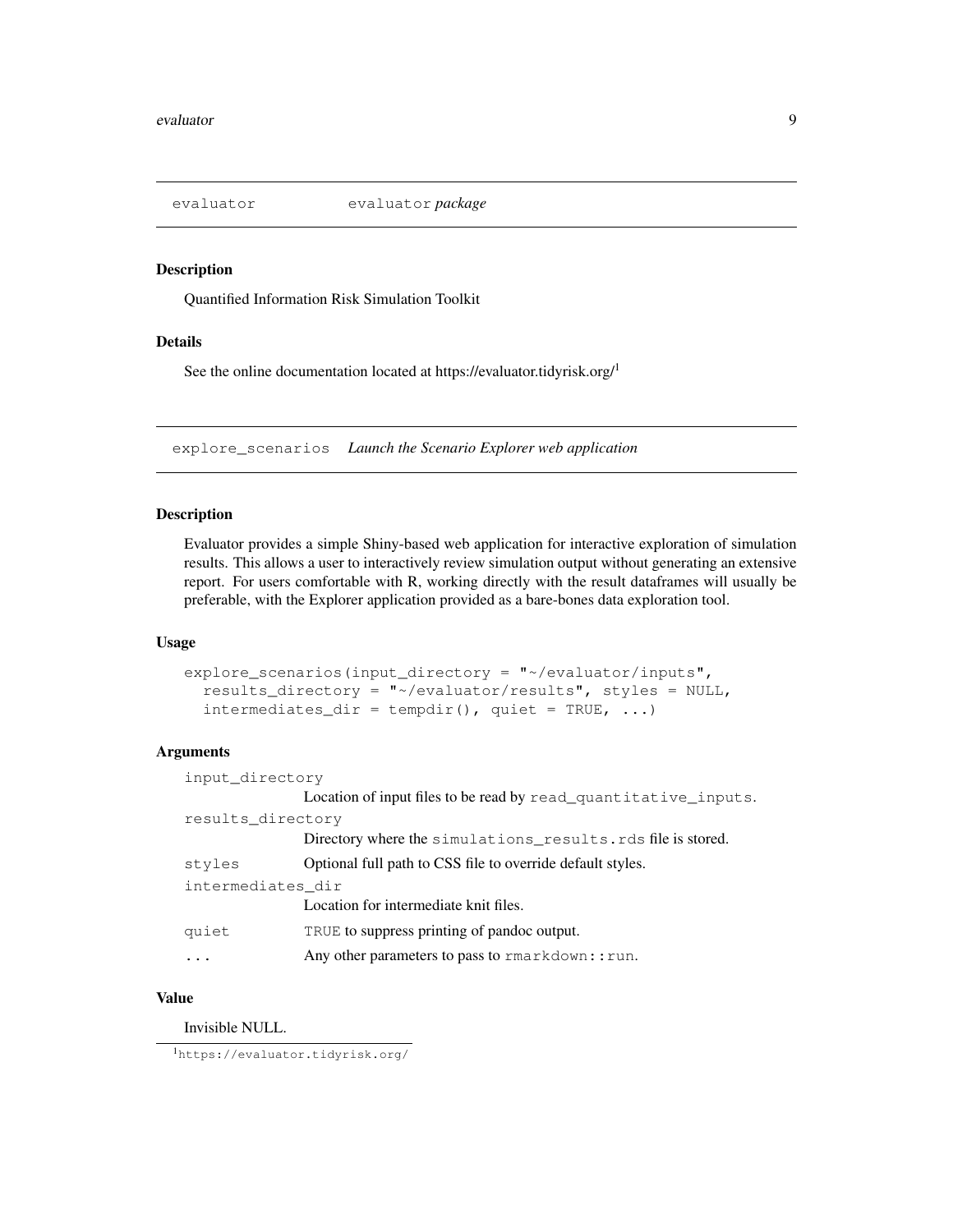## evaluator — *evaluator package*

### Description

Quantified Information Risk Simulation Toolkit

### Details

See the online documentation located at https://evaluator.tidyrisk.org/[1]

## explore_scenarios — *Launch the Scenario Explorer web application*

### Description

Evaluator provides a simple Shiny-based web application for interactive exploration of simulation results. This allows a user to interactively review simulation output without generating an extensive report. For users comfortable with R, working directly with the result dataframes will usually be preferable, with the Explorer application provided as a bare-bones data exploration tool.

### Usage

```
explore_scenarios(input_directory = "~/evaluator/inputs",
  results_directory = "~/evaluator/results", styles = NULL,
  intermediates_dir = tempdir(), quiet = TRUE, ...)
```

### Arguments

| | |
|---|---|
| `input_directory` | Location of input files to be read by `read_quantitative_inputs`. |
| `results_directory` | Directory where the `simulations_results.rds` file is stored. |
| `styles` | Optional full path to CSS file to override default styles. |
| `intermediates_dir` | Location for intermediate knit files. |
| `quiet` | `TRUE` to suppress printing of pandoc output. |
| `...` | Any other parameters to pass to `rmarkdown::run`. |

### Value

Invisible NULL.

[1] https://evaluator.tidyrisk.org/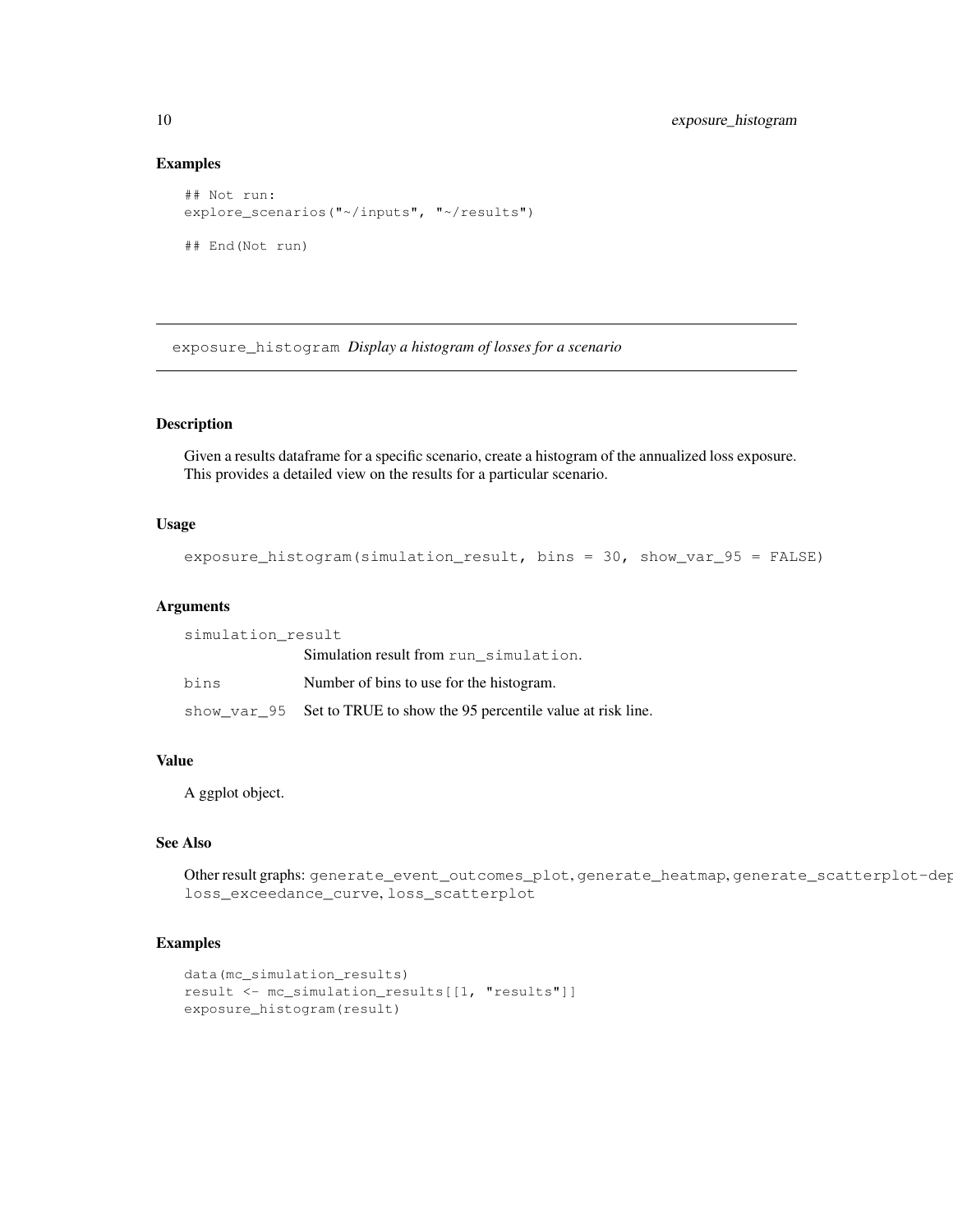## Examples

```
## Not run:
explore_scenarios("~/inputs", "~/results")

## End(Not run)
```

---

## exposure_histogram *Display a histogram of losses for a scenario*

---

### Description

Given a results dataframe for a specific scenario, create a histogram of the annualized loss exposure. This provides a detailed view on the results for a particular scenario.

### Usage

```
exposure_histogram(simulation_result, bins = 30, show_var_95 = FALSE)
```

### Arguments

| | |
|---|---|
| simulation_result | Simulation result from run_simulation. |
| bins | Number of bins to use for the histogram. |
| show_var_95 | Set to TRUE to show the 95 percentile value at risk line. |

### Value

A ggplot object.

### See Also

Other result graphs: generate_event_outcomes_plot, generate_heatmap, generate_scatterplot-dep loss_exceedance_curve, loss_scatterplot

### Examples

```
data(mc_simulation_results)
result <- mc_simulation_results[[1, "results"]]
exposure_histogram(result)
```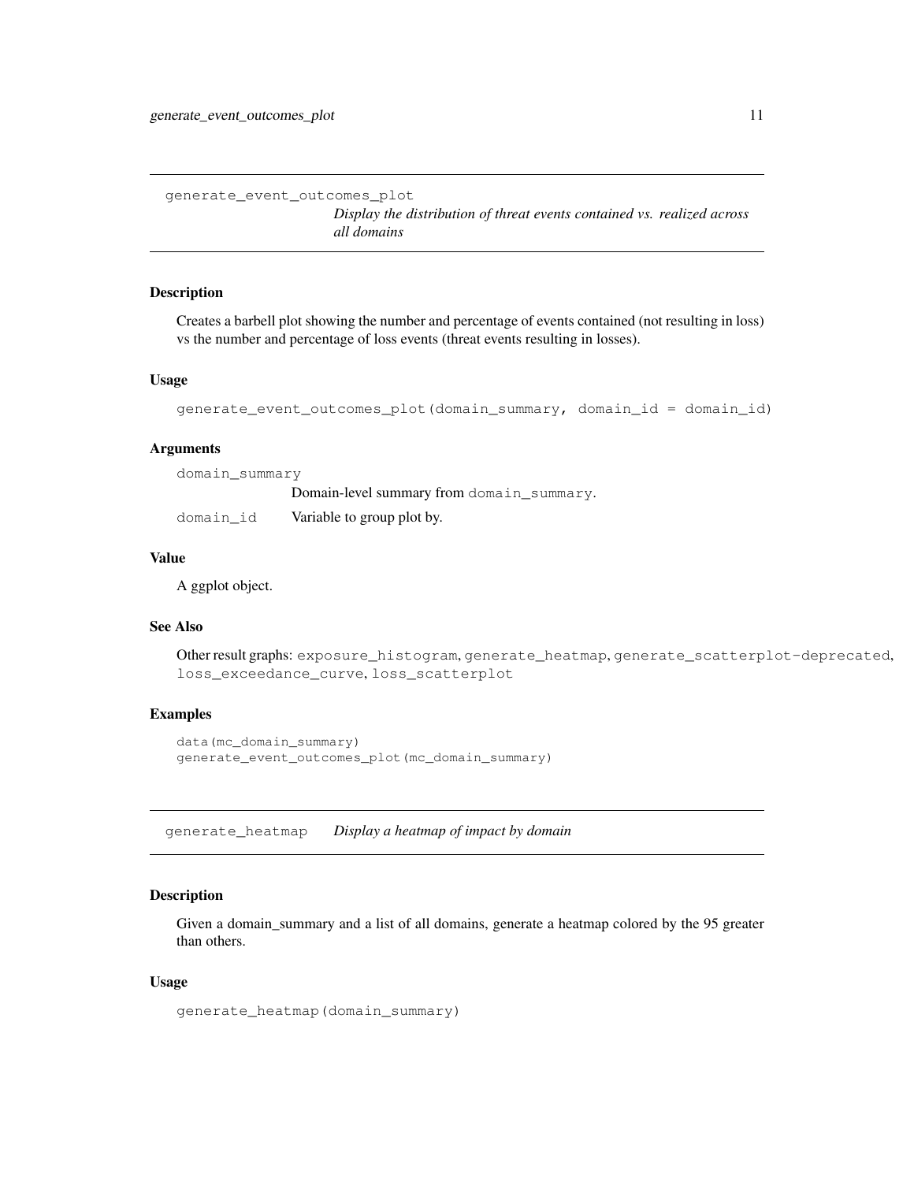## generate_event_outcomes_plot

*Display the distribution of threat events contained vs. realized across all domains*

### Description

Creates a barbell plot showing the number and percentage of events contained (not resulting in loss) vs the number and percentage of loss events (threat events resulting in losses).

### Usage

```
generate_event_outcomes_plot(domain_summary, domain_id = domain_id)
```

### Arguments

| | |
|---|---|
| `domain_summary` | Domain-level summary from `domain_summary`. |
| `domain_id` | Variable to group plot by. |

### Value

A ggplot object.

### See Also

Other result graphs: `exposure_histogram`, `generate_heatmap`, `generate_scatterplot-deprecated`, `loss_exceedance_curve`, `loss_scatterplot`

### Examples

```
data(mc_domain_summary)
generate_event_outcomes_plot(mc_domain_summary)
```

## generate_heatmap

*Display a heatmap of impact by domain*

### Description

Given a domain_summary and a list of all domains, generate a heatmap colored by the 95 greater than others.

### Usage

```
generate_heatmap(domain_summary)
```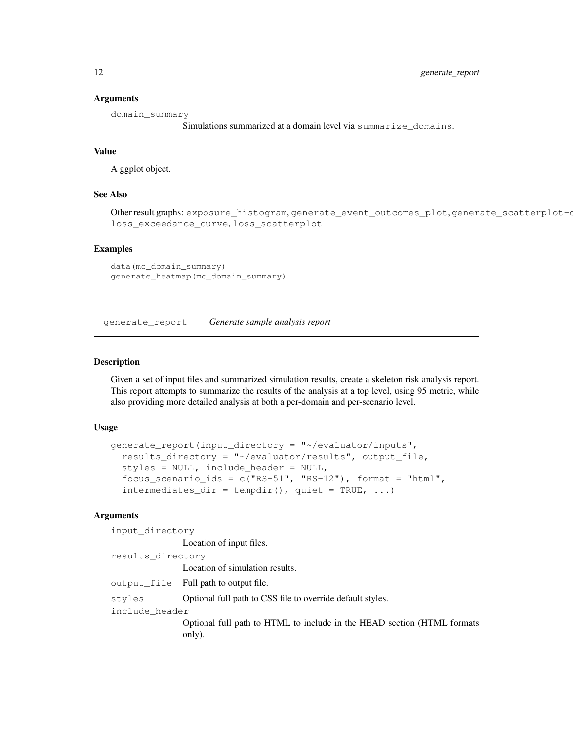### Arguments

`domain_summary`
Simulations summarized at a domain level via `summarize_domains`.

### Value

A ggplot object.

### See Also

Other result graphs: `exposure_histogram`, `generate_event_outcomes_plot`, `generate_scatterplot-c` `loss_exceedance_curve`, `loss_scatterplot`

### Examples

```
data(mc_domain_summary)
generate_heatmap(mc_domain_summary)
```

---

## generate_report    *Generate sample analysis report*

---

### Description

Given a set of input files and summarized simulation results, create a skeleton risk analysis report. This report attempts to summarize the results of the analysis at a top level, using 95 metric, while also providing more detailed analysis at both a per-domain and per-scenario level.

### Usage

```
generate_report(input_directory = "~/evaluator/inputs",
  results_directory = "~/evaluator/results", output_file,
  styles = NULL, include_header = NULL,
  focus_scenario_ids = c("RS-51", "RS-12"), format = "html",
  intermediates_dir = tempdir(), quiet = TRUE, ...)
```

### Arguments

`input_directory`
Location of input files.

`results_directory`
Location of simulation results.

`output_file` Full path to output file.

`styles` Optional full path to CSS file to override default styles.

`include_header`
Optional full path to HTML to include in the HEAD section (HTML formats only).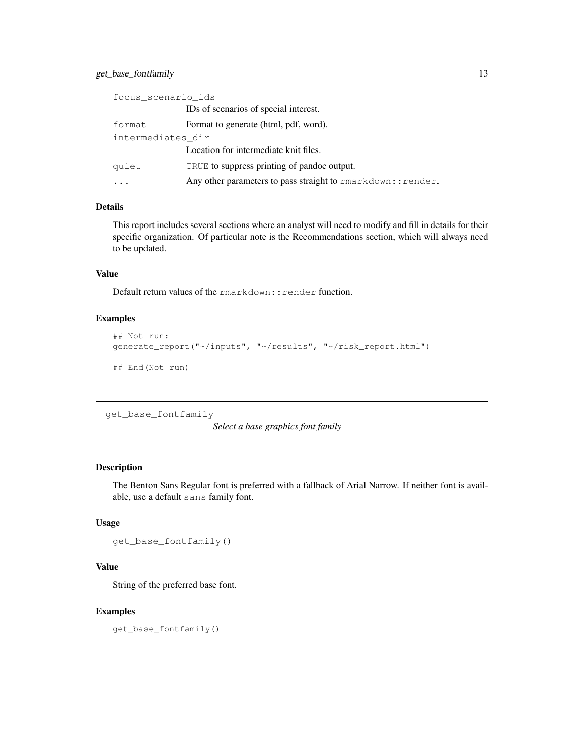| | |
|---|---|
| `focus_scenario_ids` | IDs of scenarios of special interest. |
| `format` | Format to generate (html, pdf, word). |
| `intermediates_dir` | Location for intermediate knit files. |
| `quiet` | `TRUE` to suppress printing of pandoc output. |
| `...` | Any other parameters to pass straight to `rmarkdown::render`. |

### Details

This report includes several sections where an analyst will need to modify and fill in details for their specific organization. Of particular note is the Recommendations section, which will always need to be updated.

### Value

Default return values of the `rmarkdown::render` function.

### Examples

```
## Not run:
generate_report("~/inputs", "~/results", "~/risk_report.html")

## End(Not run)
```

---

## get_base_fontfamily

*Select a base graphics font family*

---

### Description

The Benton Sans Regular font is preferred with a fallback of Arial Narrow. If neither font is available, use a default `sans` family font.

### Usage

```
get_base_fontfamily()
```

### Value

String of the preferred base font.

### Examples

```
get_base_fontfamily()
```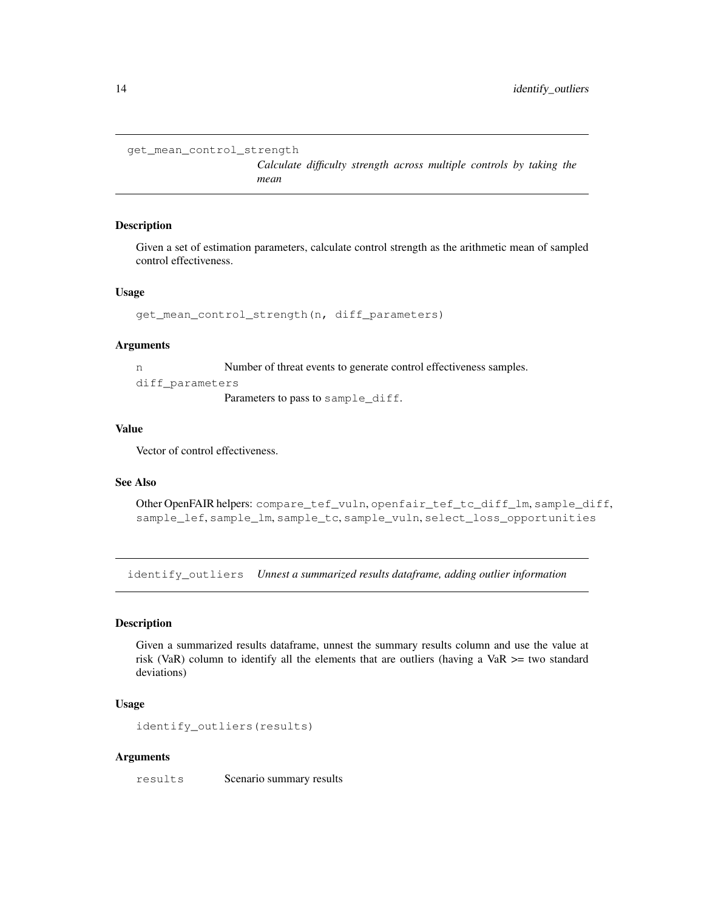## get_mean_control_strength — *Calculate difficulty strength across multiple controls by taking the mean*

### Description

Given a set of estimation parameters, calculate control strength as the arithmetic mean of sampled control effectiveness.

### Usage

```
get_mean_control_strength(n, diff_parameters)
```

### Arguments

| | |
|---|---|
| n | Number of threat events to generate control effectiveness samples. |
| diff_parameters | Parameters to pass to sample_diff. |

### Value

Vector of control effectiveness.

### See Also

Other OpenFAIR helpers: compare_tef_vuln, openfair_tef_tc_diff_lm, sample_diff, sample_lef, sample_lm, sample_tc, sample_vuln, select_loss_opportunities

## identify_outliers — *Unnest a summarized results dataframe, adding outlier information*

### Description

Given a summarized results dataframe, unnest the summary results column and use the value at risk (VaR) column to identify all the elements that are outliers (having a VaR >= two standard deviations)

### Usage

```
identify_outliers(results)
```

### Arguments

| | |
|---|---|
| results | Scenario summary results |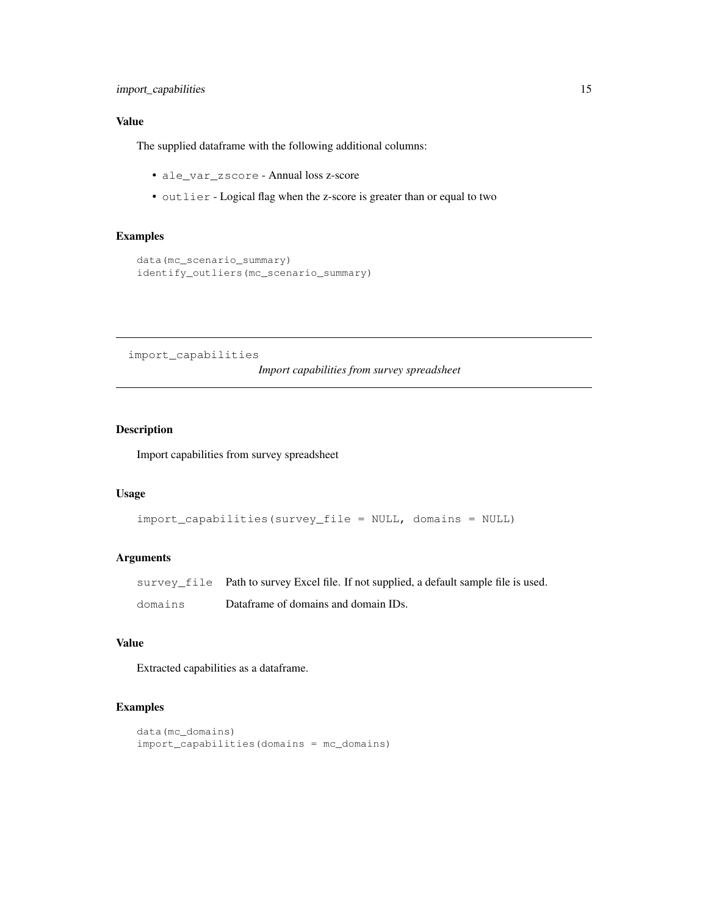### Value

The supplied dataframe with the following additional columns:

- `ale_var_zscore` - Annual loss z-score
- `outlier` - Logical flag when the z-score is greater than or equal to two

### Examples

```
data(mc_scenario_summary)
identify_outliers(mc_scenario_summary)
```

---

## import_capabilities

*Import capabilities from survey spreadsheet*

---

### Description

Import capabilities from survey spreadsheet

### Usage

```
import_capabilities(survey_file = NULL, domains = NULL)
```

### Arguments

| | |
|---|---|
| `survey_file` | Path to survey Excel file. If not supplied, a default sample file is used. |
| `domains` | Dataframe of domains and domain IDs. |

### Value

Extracted capabilities as a dataframe.

### Examples

```
data(mc_domains)
import_capabilities(domains = mc_domains)
```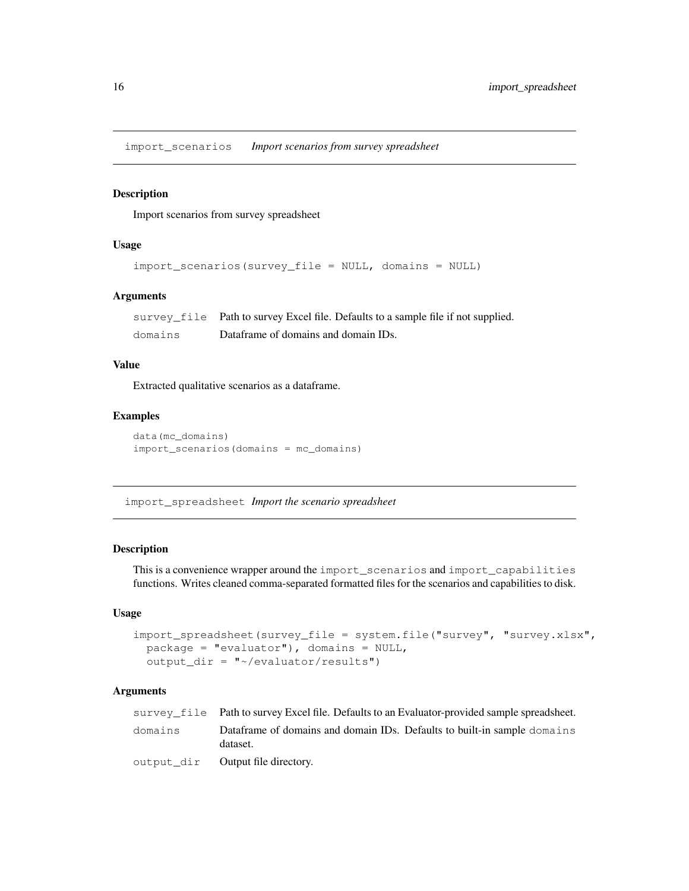## import_scenarios *Import scenarios from survey spreadsheet*

### Description

Import scenarios from survey spreadsheet

### Usage

```
import_scenarios(survey_file = NULL, domains = NULL)
```

### Arguments

| | |
|---|---|
| survey_file | Path to survey Excel file. Defaults to a sample file if not supplied. |
| domains | Dataframe of domains and domain IDs. |

### Value

Extracted qualitative scenarios as a dataframe.

### Examples

```
data(mc_domains)
import_scenarios(domains = mc_domains)
```

## import_spreadsheet *Import the scenario spreadsheet*

### Description

This is a convenience wrapper around the `import_scenarios` and `import_capabilities` functions. Writes cleaned comma-separated formatted files for the scenarios and capabilities to disk.

### Usage

```
import_spreadsheet(survey_file = system.file("survey", "survey.xlsx",
  package = "evaluator"), domains = NULL,
  output_dir = "~/evaluator/results")
```

### Arguments

| | |
|---|---|
| survey_file | Path to survey Excel file. Defaults to an Evaluator-provided sample spreadsheet. |
| domains | Dataframe of domains and domain IDs. Defaults to built-in sample `domains` dataset. |
| output_dir | Output file directory. |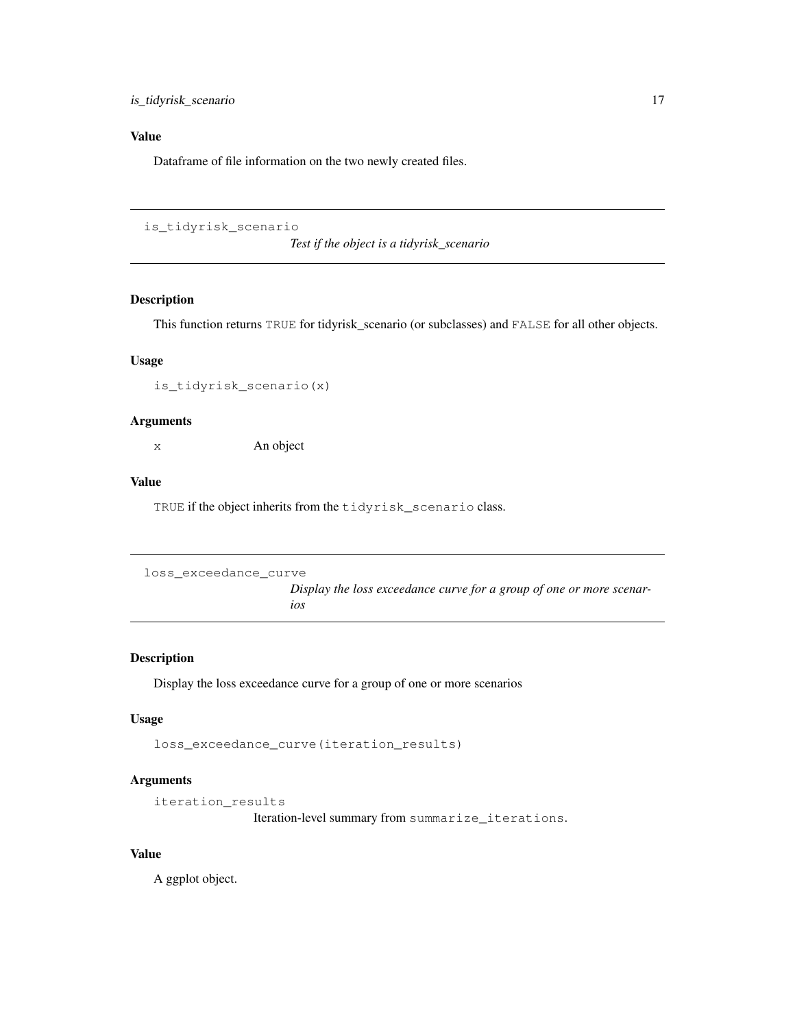### Value

Dataframe of file information on the two newly created files.

---

## is_tidyrisk_scenario

*Test if the object is a tidyrisk_scenario*

---

### Description

This function returns `TRUE` for tidyrisk_scenario (or subclasses) and `FALSE` for all other objects.

### Usage

```
is_tidyrisk_scenario(x)
```

### Arguments

| | |
|---|---|
| `x` | An object |

### Value

`TRUE` if the object inherits from the `tidyrisk_scenario` class.

---

## loss_exceedance_curve

*Display the loss exceedance curve for a group of one or more scenarios*

---

### Description

Display the loss exceedance curve for a group of one or more scenarios

### Usage

```
loss_exceedance_curve(iteration_results)
```

### Arguments

`iteration_results`
: Iteration-level summary from `summarize_iterations`.

### Value

A ggplot object.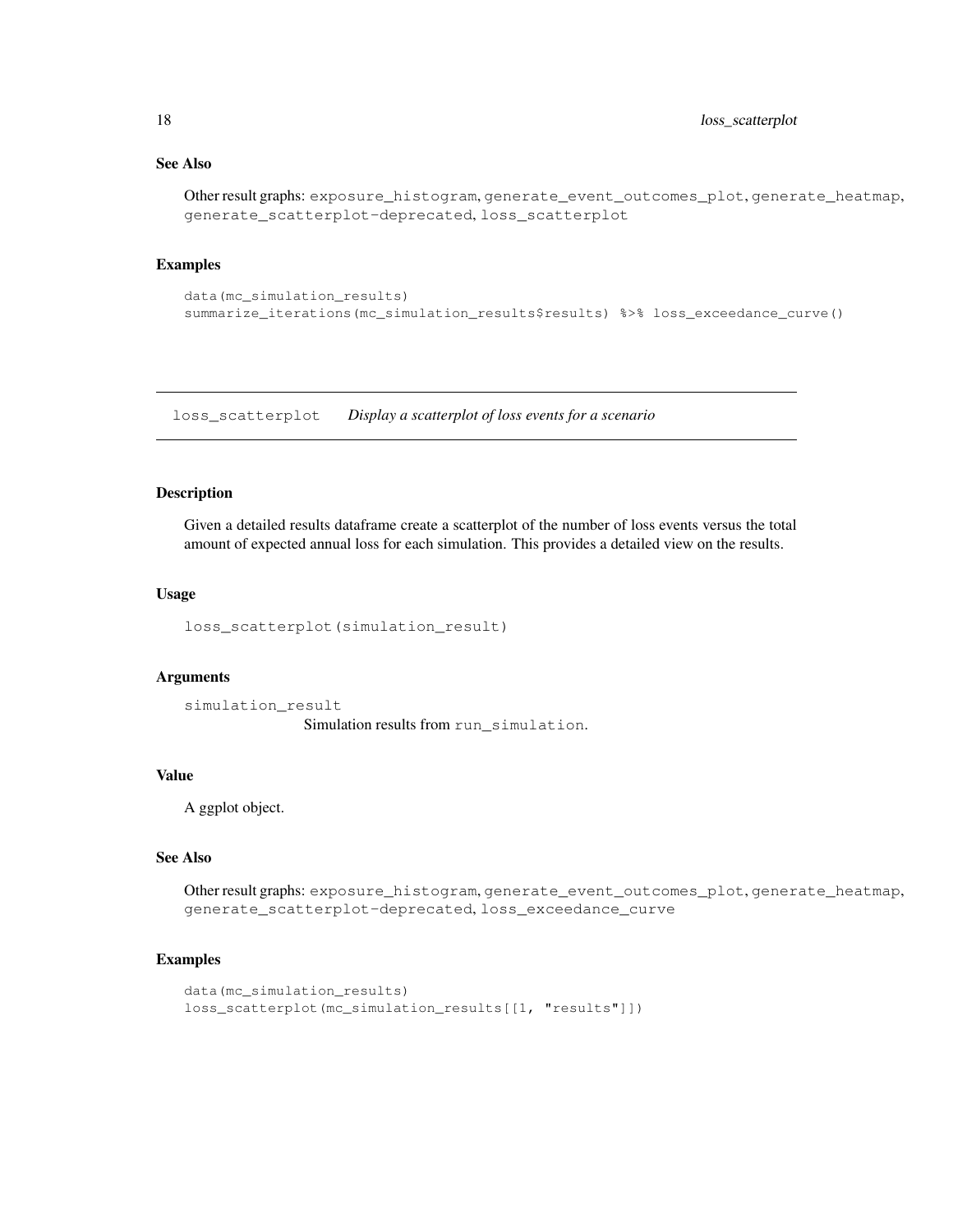## See Also

Other result graphs: `exposure_histogram`, `generate_event_outcomes_plot`, `generate_heatmap`, `generate_scatterplot-deprecated`, `loss_scatterplot`

## Examples

```
data(mc_simulation_results)
summarize_iterations(mc_simulation_results$results) %>% loss_exceedance_curve()
```

---

# `loss_scatterplot` *Display a scatterplot of loss events for a scenario*

---

## Description

Given a detailed results dataframe create a scatterplot of the number of loss events versus the total amount of expected annual loss for each simulation. This provides a detailed view on the results.

## Usage

```
loss_scatterplot(simulation_result)
```

## Arguments

`simulation_result`
: Simulation results from `run_simulation`.

## Value

A ggplot object.

## See Also

Other result graphs: `exposure_histogram`, `generate_event_outcomes_plot`, `generate_heatmap`, `generate_scatterplot-deprecated`, `loss_exceedance_curve`

## Examples

```
data(mc_simulation_results)
loss_scatterplot(mc_simulation_results[[1, "results"]])
```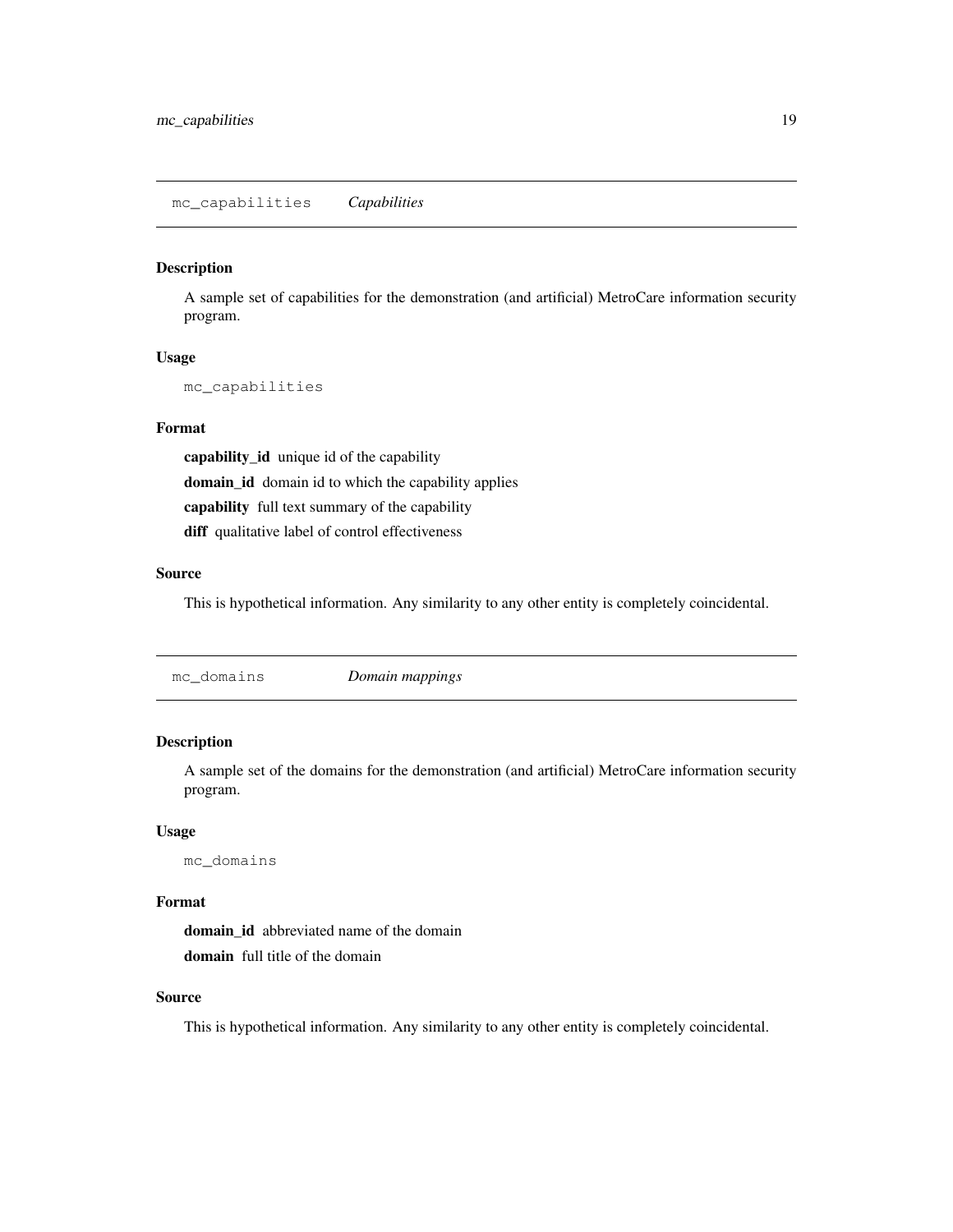## mc_capabilities *Capabilities*

### Description

A sample set of capabilities for the demonstration (and artificial) MetroCare information security program.

### Usage

```
mc_capabilities
```

### Format

**capability_id** unique id of the capability

**domain_id** domain id to which the capability applies

**capability** full text summary of the capability

**diff** qualitative label of control effectiveness

### Source

This is hypothetical information. Any similarity to any other entity is completely coincidental.

## mc_domains *Domain mappings*

### Description

A sample set of the domains for the demonstration (and artificial) MetroCare information security program.

### Usage

```
mc_domains
```

### Format

**domain_id** abbreviated name of the domain

**domain** full title of the domain

### Source

This is hypothetical information. Any similarity to any other entity is completely coincidental.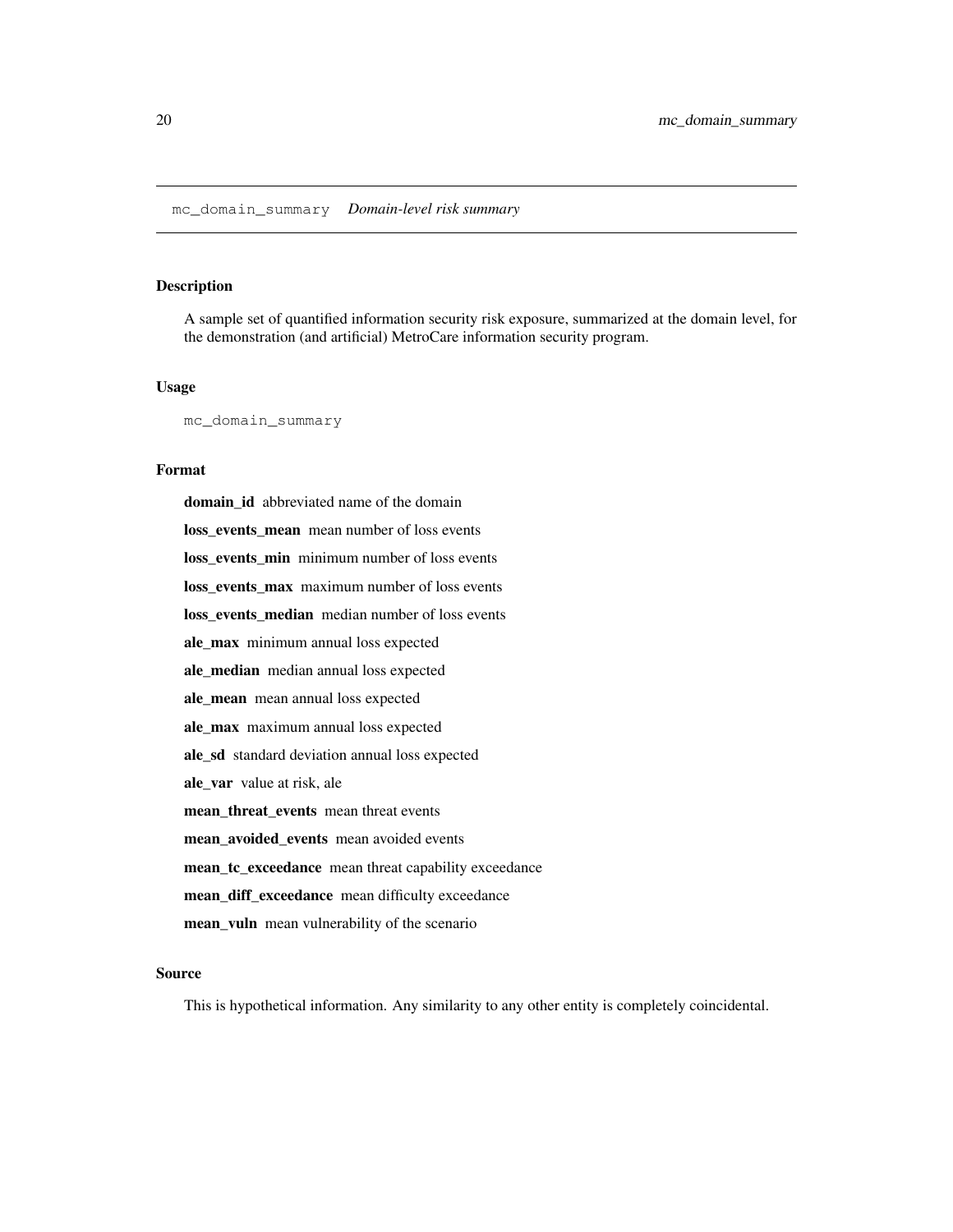mc_domain_summary *Domain-level risk summary*

## Description

A sample set of quantified information security risk exposure, summarized at the domain level, for the demonstration (and artificial) MetroCare information security program.

## Usage

```
mc_domain_summary
```

## Format

**domain_id** abbreviated name of the domain

**loss_events_mean** mean number of loss events

**loss_events_min** minimum number of loss events

**loss_events_max** maximum number of loss events

**loss_events_median** median number of loss events

**ale_max** minimum annual loss expected

**ale_median** median annual loss expected

**ale_mean** mean annual loss expected

**ale_max** maximum annual loss expected

**ale_sd** standard deviation annual loss expected

**ale_var** value at risk, ale

**mean_threat_events** mean threat events

**mean_avoided_events** mean avoided events

**mean_tc_exceedance** mean threat capability exceedance

**mean_diff_exceedance** mean difficulty exceedance

**mean_vuln** mean vulnerability of the scenario

## Source

This is hypothetical information. Any similarity to any other entity is completely coincidental.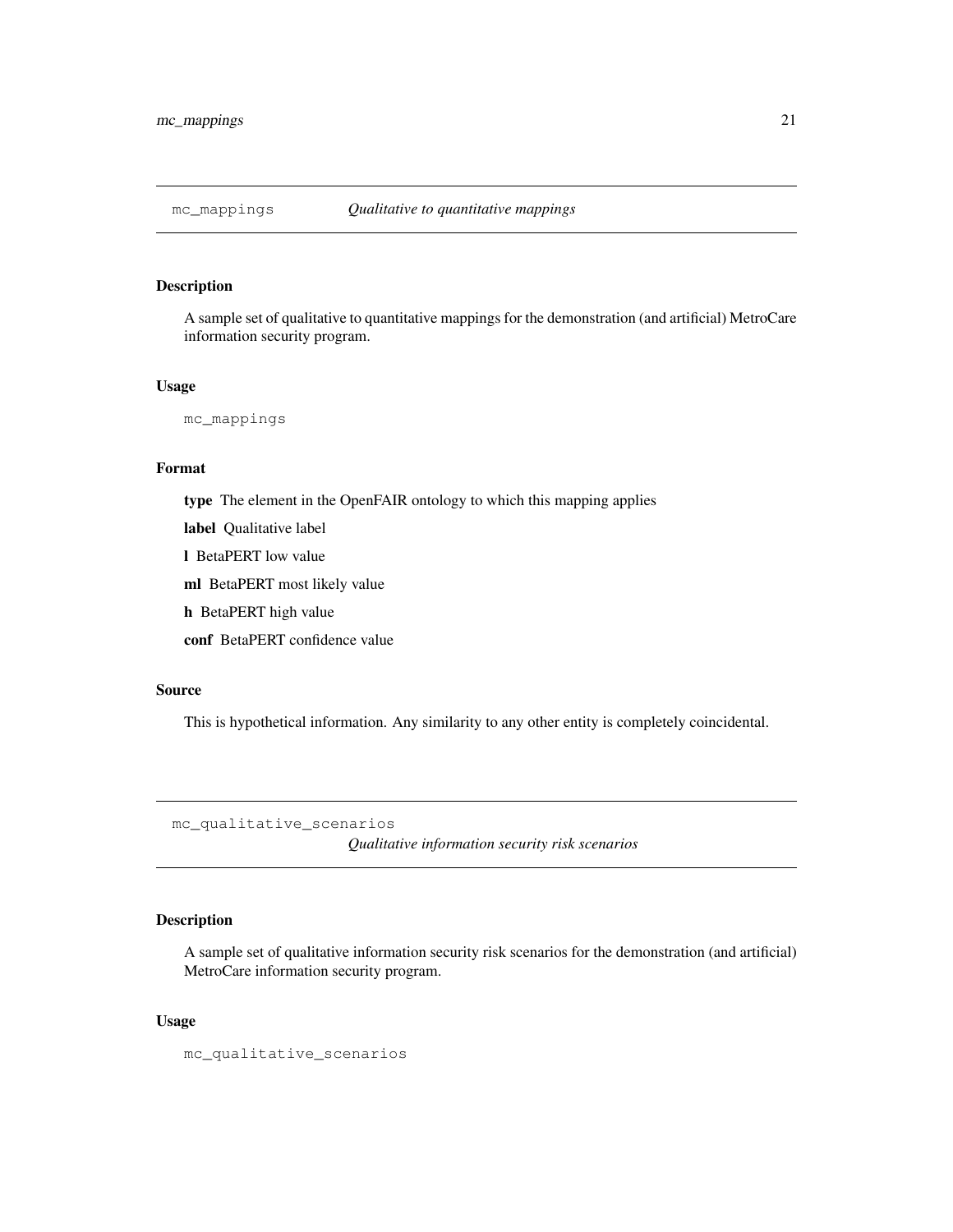## mc_mappings *Qualitative to quantitative mappings*

### Description

A sample set of qualitative to quantitative mappings for the demonstration (and artificial) MetroCare information security program.

### Usage

```
mc_mappings
```

### Format

**type** The element in the OpenFAIR ontology to which this mapping applies

**label** Qualitative label

**l** BetaPERT low value

**ml** BetaPERT most likely value

**h** BetaPERT high value

**conf** BetaPERT confidence value

### Source

This is hypothetical information. Any similarity to any other entity is completely coincidental.

## mc_qualitative_scenarios *Qualitative information security risk scenarios*

### Description

A sample set of qualitative information security risk scenarios for the demonstration (and artificial) MetroCare information security program.

### Usage

```
mc_qualitative_scenarios
```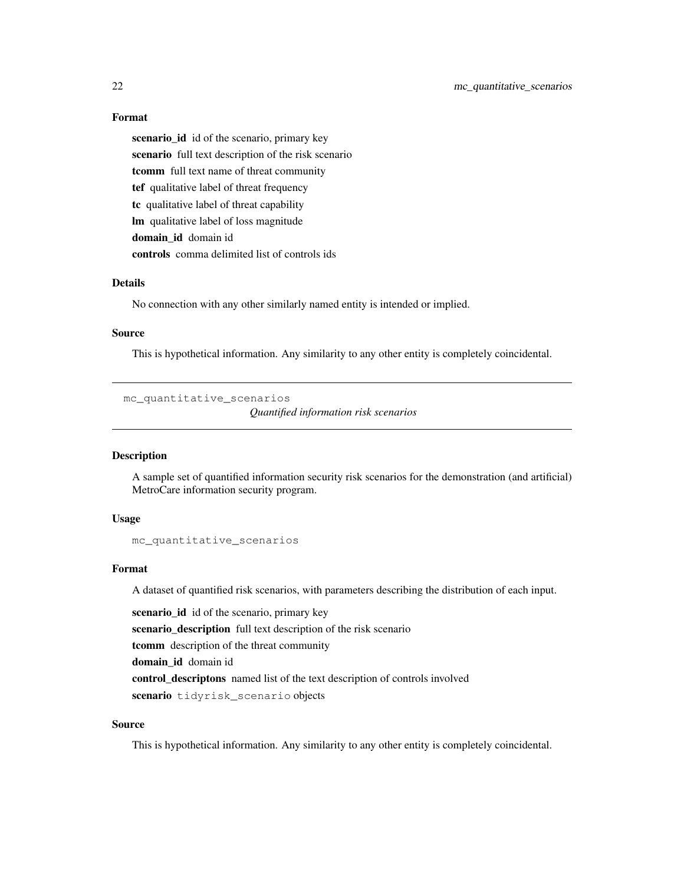### Format

**scenario_id** id of the scenario, primary key

**scenario** full text description of the risk scenario

**tcomm** full text name of threat community

**tef** qualitative label of threat frequency

**tc** qualitative label of threat capability

**lm** qualitative label of loss magnitude

**domain_id** domain id

**controls** comma delimited list of controls ids

### Details

No connection with any other similarly named entity is intended or implied.

### Source

This is hypothetical information. Any similarity to any other entity is completely coincidental.

---

## mc_quantitative_scenarios — *Quantified information risk scenarios*

### Description

A sample set of quantified information security risk scenarios for the demonstration (and artificial) MetroCare information security program.

### Usage

```
mc_quantitative_scenarios
```

### Format

A dataset of quantified risk scenarios, with parameters describing the distribution of each input.

**scenario_id** id of the scenario, primary key

**scenario_description** full text description of the risk scenario

**tcomm** description of the threat community

**domain_id** domain id

**control_descriptons** named list of the text description of controls involved

**scenario** `tidyrisk_scenario` objects

### Source

This is hypothetical information. Any similarity to any other entity is completely coincidental.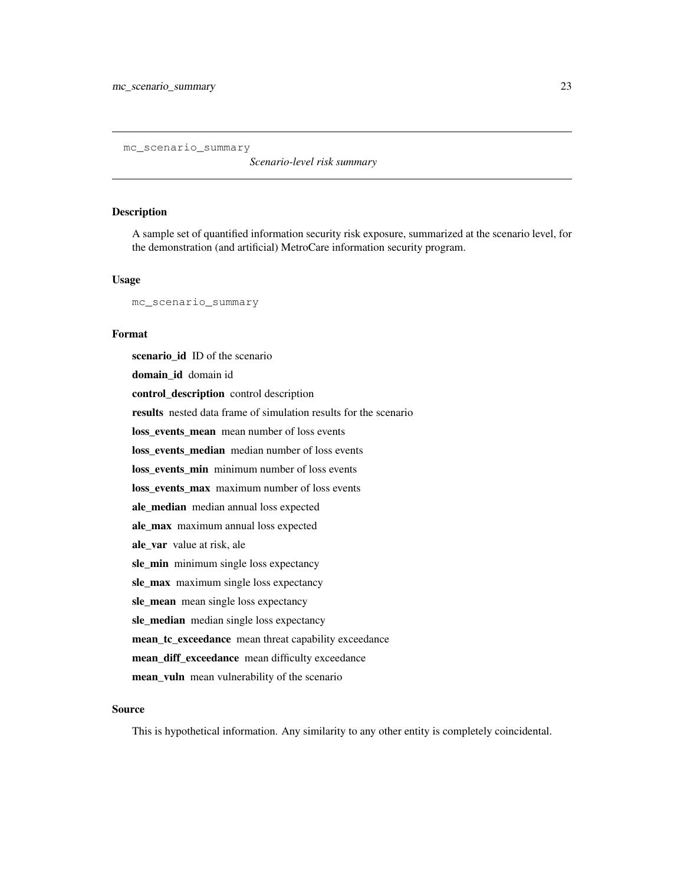`mc_scenario_summary` *Scenario-level risk summary*

## Description

A sample set of quantified information security risk exposure, summarized at the scenario level, for the demonstration (and artificial) MetroCare information security program.

## Usage

```
mc_scenario_summary
```

## Format

**scenario_id** ID of the scenario

**domain_id** domain id

**control_description** control description

**results** nested data frame of simulation results for the scenario

**loss_events_mean** mean number of loss events

**loss_events_median** median number of loss events

**loss_events_min** minimum number of loss events

**loss_events_max** maximum number of loss events

**ale_median** median annual loss expected

**ale_max** maximum annual loss expected

**ale_var** value at risk, ale

**sle_min** minimum single loss expectancy

**sle_max** maximum single loss expectancy

**sle_mean** mean single loss expectancy

**sle_median** median single loss expectancy

**mean_tc_exceedance** mean threat capability exceedance

**mean_diff_exceedance** mean difficulty exceedance

**mean_vuln** mean vulnerability of the scenario

## Source

This is hypothetical information. Any similarity to any other entity is completely coincidental.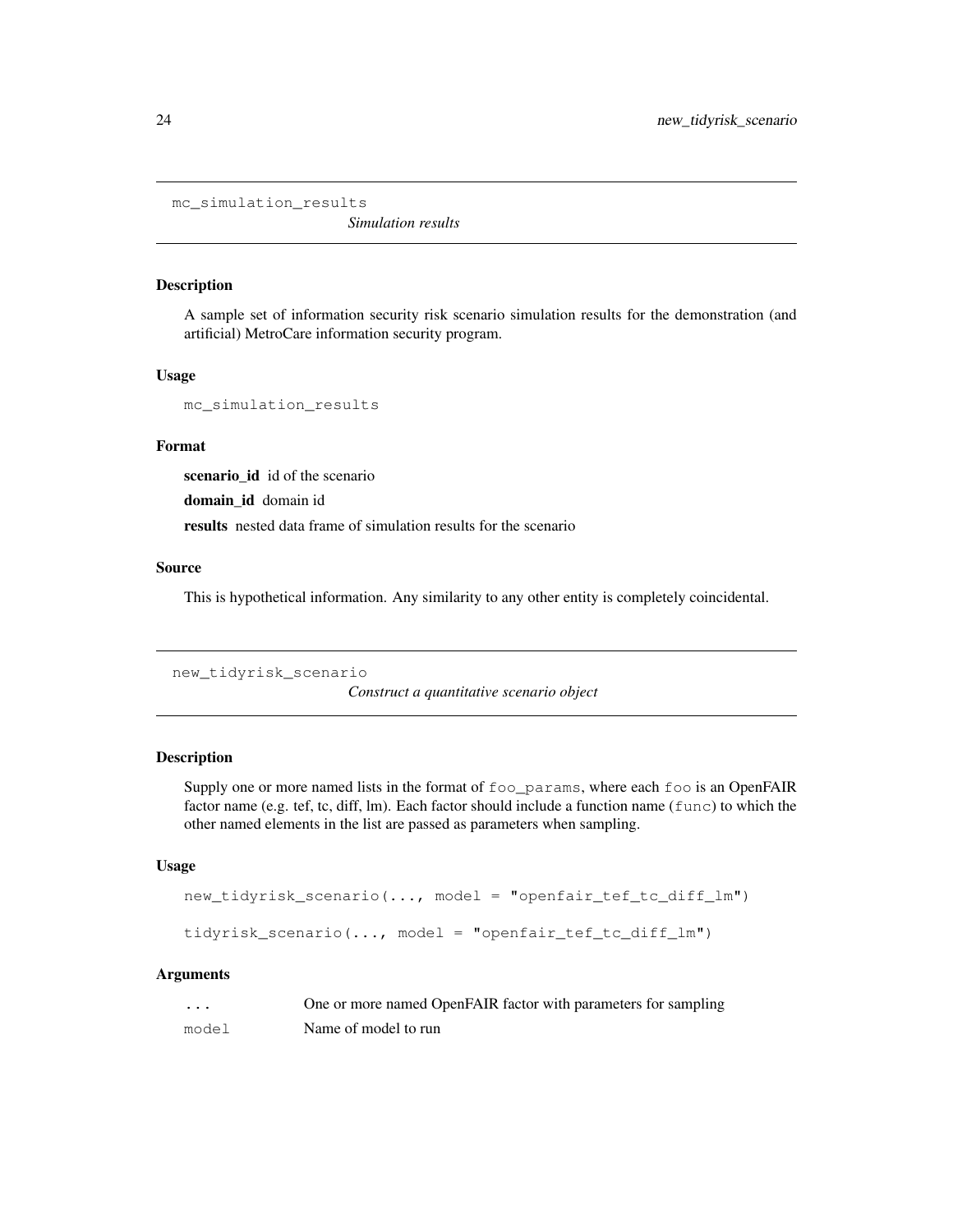## mc_simulation_results

*Simulation results*

### Description

A sample set of information security risk scenario simulation results for the demonstration (and artificial) MetroCare information security program.

### Usage

```
mc_simulation_results
```

### Format

**scenario_id** id of the scenario

**domain_id** domain id

**results** nested data frame of simulation results for the scenario

### Source

This is hypothetical information. Any similarity to any other entity is completely coincidental.

## new_tidyrisk_scenario

*Construct a quantitative scenario object*

### Description

Supply one or more named lists in the format of `foo_params`, where each `foo` is an OpenFAIR factor name (e.g. tef, tc, diff, lm). Each factor should include a function name (`func`) to which the other named elements in the list are passed as parameters when sampling.

### Usage

```
new_tidyrisk_scenario(..., model = "openfair_tef_tc_diff_lm")

tidyrisk_scenario(..., model = "openfair_tef_tc_diff_lm")
```

### Arguments

| | |
|---|---|
| `...` | One or more named OpenFAIR factor with parameters for sampling |
| `model` | Name of model to run |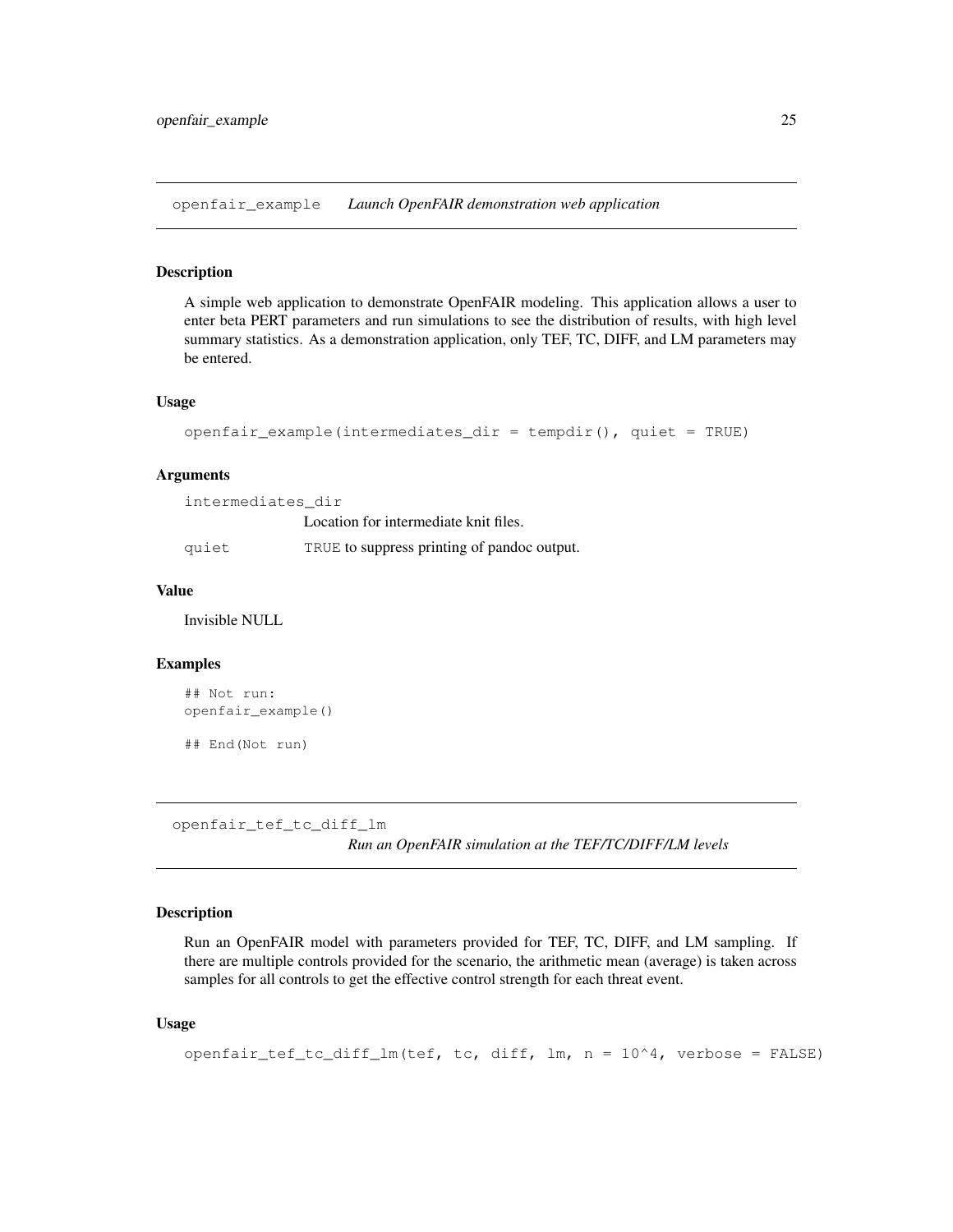## openfair_example *Launch OpenFAIR demonstration web application*

### Description

A simple web application to demonstrate OpenFAIR modeling. This application allows a user to enter beta PERT parameters and run simulations to see the distribution of results, with high level summary statistics. As a demonstration application, only TEF, TC, DIFF, and LM parameters may be entered.

### Usage

```
openfair_example(intermediates_dir = tempdir(), quiet = TRUE)
```

### Arguments

| | |
|---|---|
| intermediates_dir | Location for intermediate knit files. |
| quiet | TRUE to suppress printing of pandoc output. |

### Value

Invisible NULL

### Examples

```
## Not run:
openfair_example()

## End(Not run)
```

## openfair_tef_tc_diff_lm *Run an OpenFAIR simulation at the TEF/TC/DIFF/LM levels*

### Description

Run an OpenFAIR model with parameters provided for TEF, TC, DIFF, and LM sampling. If there are multiple controls provided for the scenario, the arithmetic mean (average) is taken across samples for all controls to get the effective control strength for each threat event.

### Usage

```
openfair_tef_tc_diff_lm(tef, tc, diff, lm, n = 10^4, verbose = FALSE)
```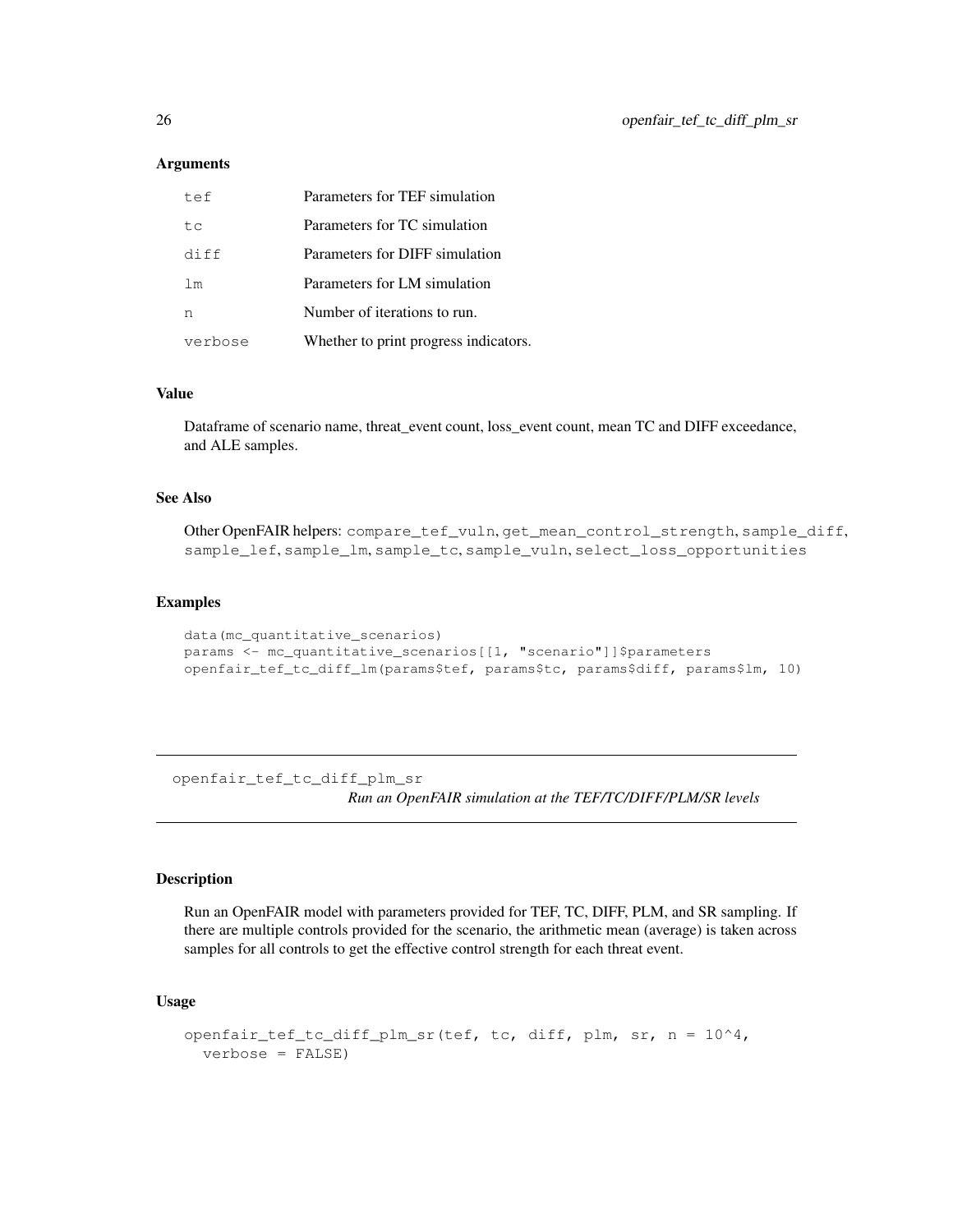### Arguments

| | |
|---|---|
| `tef` | Parameters for TEF simulation |
| `tc` | Parameters for TC simulation |
| `diff` | Parameters for DIFF simulation |
| `lm` | Parameters for LM simulation |
| `n` | Number of iterations to run. |
| `verbose` | Whether to print progress indicators. |

### Value

Dataframe of scenario name, threat_event count, loss_event count, mean TC and DIFF exceedance, and ALE samples.

### See Also

Other OpenFAIR helpers: `compare_tef_vuln`, `get_mean_control_strength`, `sample_diff`, `sample_lef`, `sample_lm`, `sample_tc`, `sample_vuln`, `select_loss_opportunities`

### Examples

```
data(mc_quantitative_scenarios)
params <- mc_quantitative_scenarios[[1, "scenario"]]$parameters
openfair_tef_tc_diff_lm(params$tef, params$tc, params$diff, params$lm, 10)
```

---

## openfair_tef_tc_diff_plm_sr

*Run an OpenFAIR simulation at the TEF/TC/DIFF/PLM/SR levels*

---

### Description

Run an OpenFAIR model with parameters provided for TEF, TC, DIFF, PLM, and SR sampling. If there are multiple controls provided for the scenario, the arithmetic mean (average) is taken across samples for all controls to get the effective control strength for each threat event.

### Usage

```
openfair_tef_tc_diff_plm_sr(tef, tc, diff, plm, sr, n = 10^4,
  verbose = FALSE)
```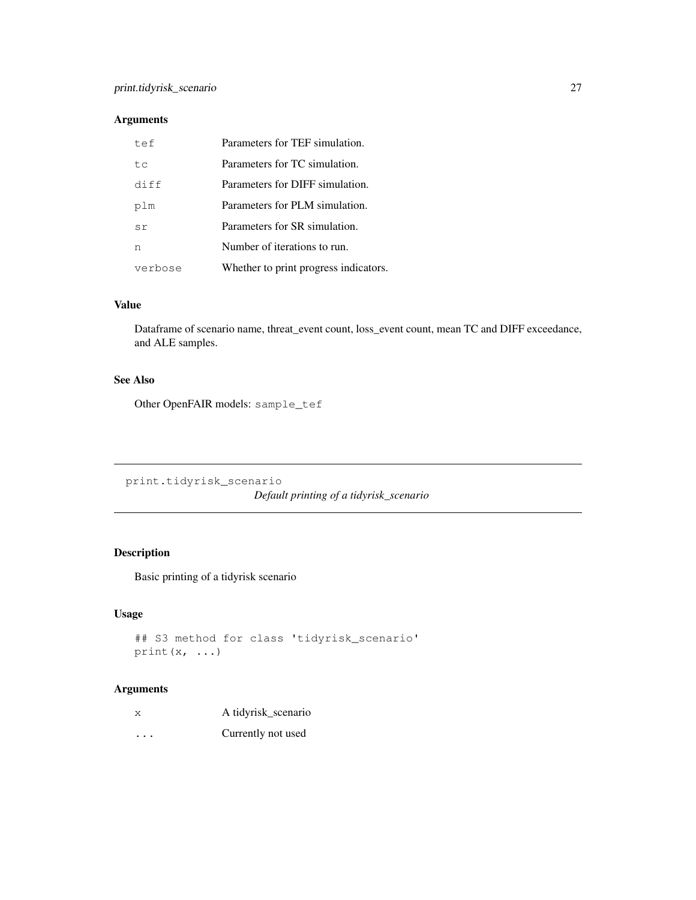### Arguments

| | |
|---|---|
| `tef` | Parameters for TEF simulation. |
| `tc` | Parameters for TC simulation. |
| `diff` | Parameters for DIFF simulation. |
| `plm` | Parameters for PLM simulation. |
| `sr` | Parameters for SR simulation. |
| `n` | Number of iterations to run. |
| `verbose` | Whether to print progress indicators. |

### Value

Dataframe of scenario name, threat_event count, loss_event count, mean TC and DIFF exceedance, and ALE samples.

### See Also

Other OpenFAIR models: `sample_tef`

---

## `print.tidyrisk_scenario` *Default printing of a tidyrisk_scenario*

---

### Description

Basic printing of a tidyrisk scenario

### Usage

```
## S3 method for class 'tidyrisk_scenario'
print(x, ...)
```

### Arguments

| | |
|---|---|
| `x` | A tidyrisk_scenario |
| `...` | Currently not used |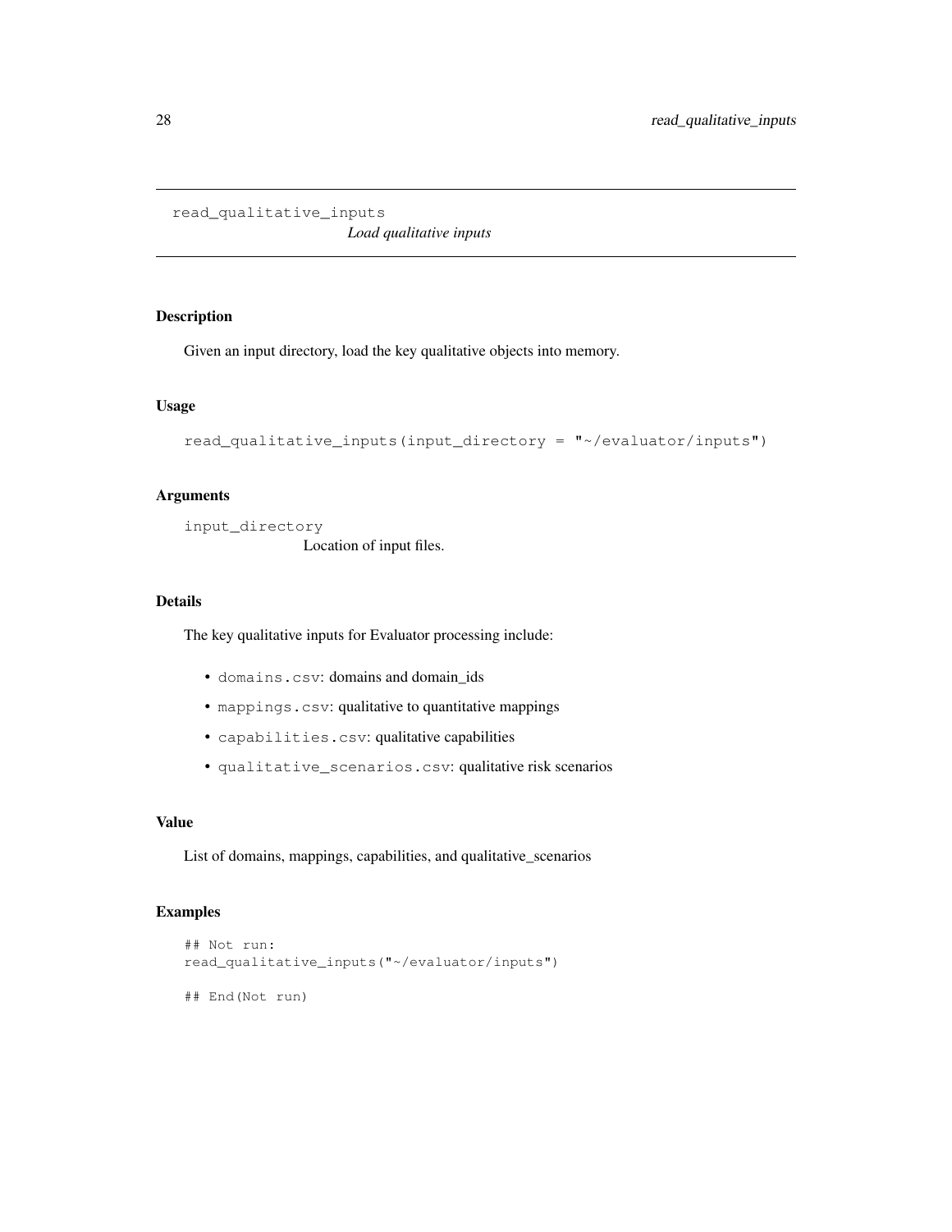`read_qualitative_inputs` *Load qualitative inputs*

### Description

Given an input directory, load the key qualitative objects into memory.

### Usage

```
read_qualitative_inputs(input_directory = "~/evaluator/inputs")
```

### Arguments

`input_directory`
Location of input files.

### Details

The key qualitative inputs for Evaluator processing include:

- `domains.csv`: domains and domain_ids
- `mappings.csv`: qualitative to quantitative mappings
- `capabilities.csv`: qualitative capabilities
- `qualitative_scenarios.csv`: qualitative risk scenarios

### Value

List of domains, mappings, capabilities, and qualitative_scenarios

### Examples

```
## Not run:
read_qualitative_inputs("~/evaluator/inputs")

## End(Not run)
```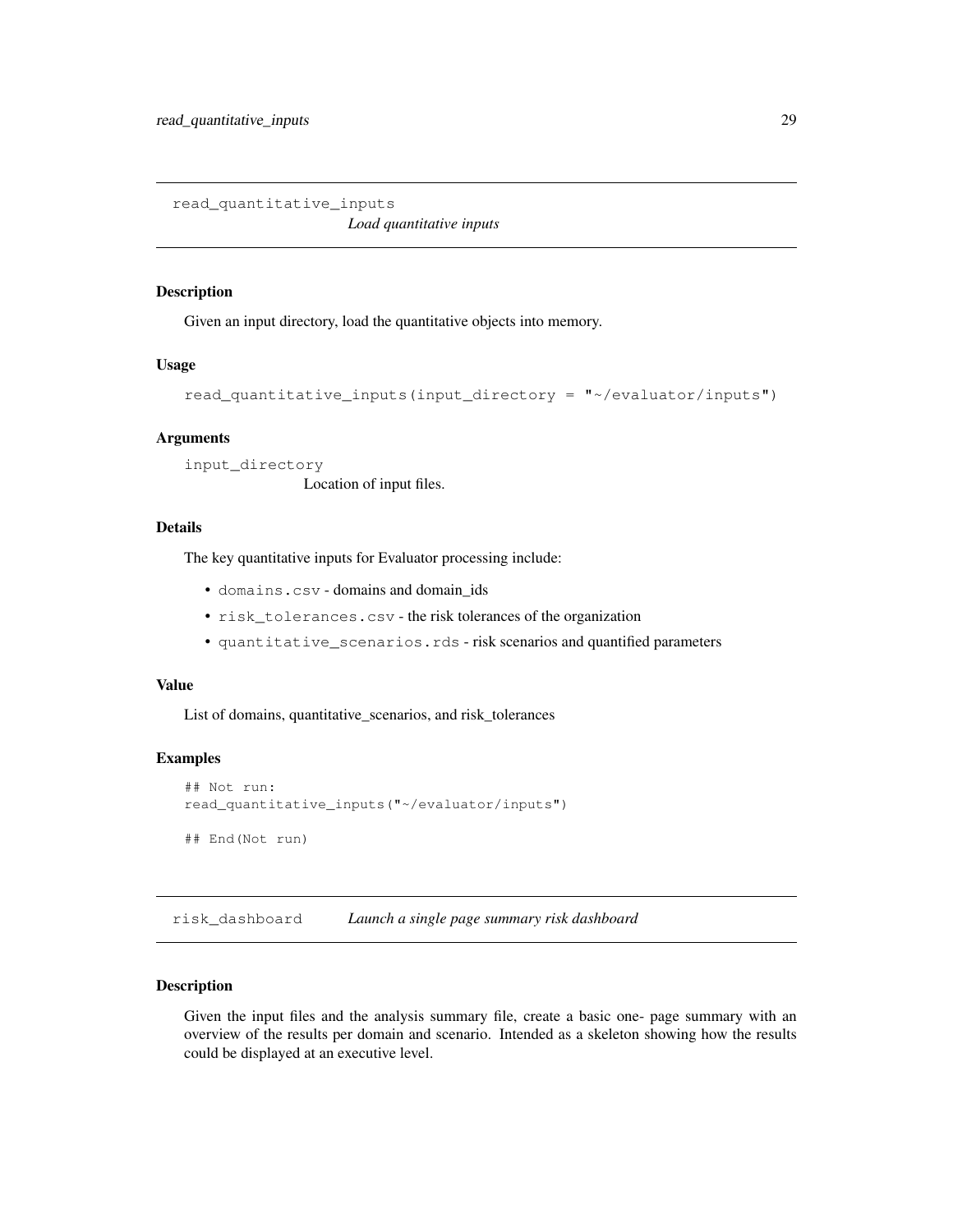## read_quantitative_inputs

*Load quantitative inputs*

### Description

Given an input directory, load the quantitative objects into memory.

### Usage

```
read_quantitative_inputs(input_directory = "~/evaluator/inputs")
```

### Arguments

`input_directory`
Location of input files.

### Details

The key quantitative inputs for Evaluator processing include:

- `domains.csv` - domains and domain_ids
- `risk_tolerances.csv` - the risk tolerances of the organization
- `quantitative_scenarios.rds` - risk scenarios and quantified parameters

### Value

List of domains, quantitative_scenarios, and risk_tolerances

### Examples

```
## Not run:
read_quantitative_inputs("~/evaluator/inputs")

## End(Not run)
```

## risk_dashboard

*Launch a single page summary risk dashboard*

### Description

Given the input files and the analysis summary file, create a basic one- page summary with an overview of the results per domain and scenario. Intended as a skeleton showing how the results could be displayed at an executive level.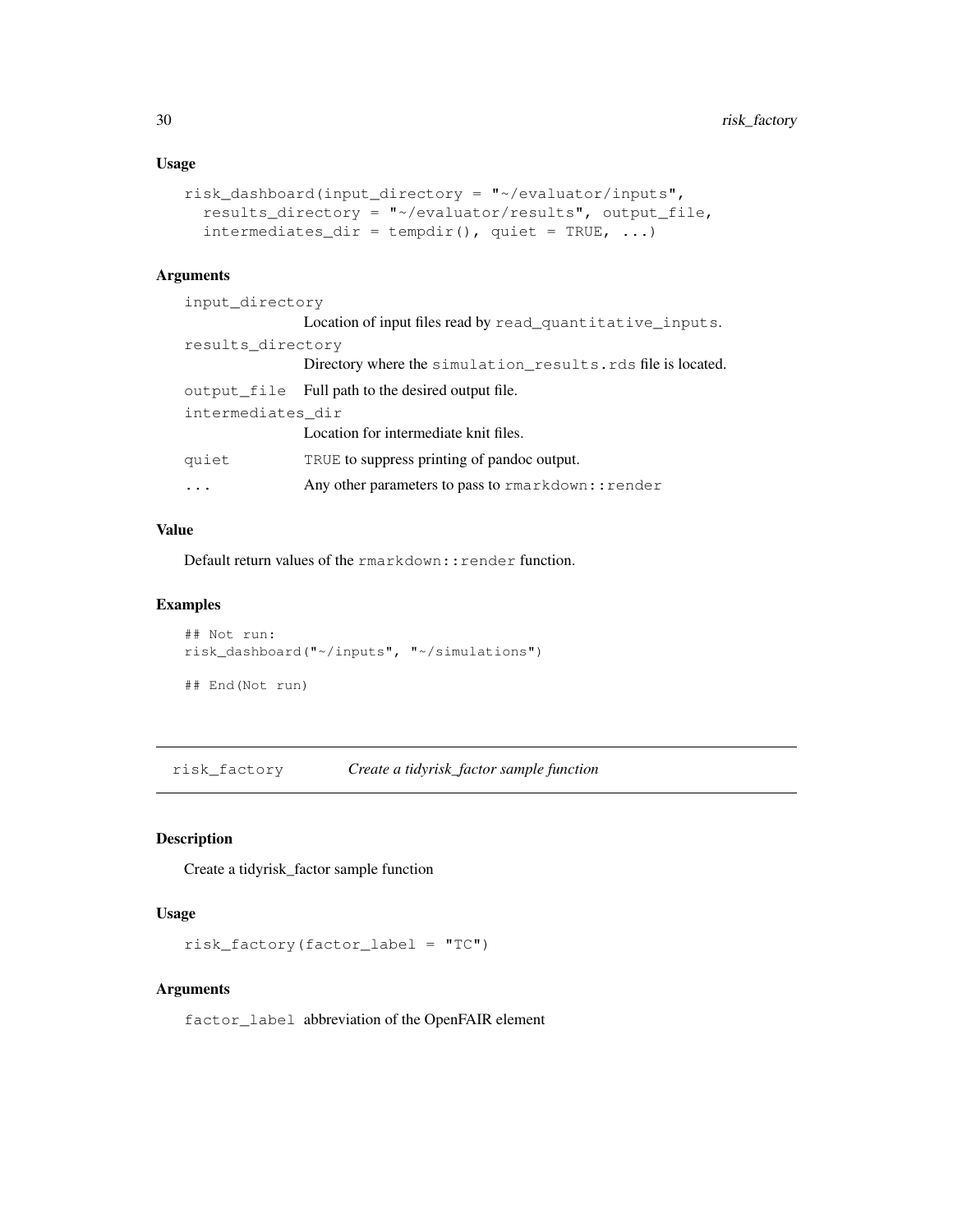### Usage

```
risk_dashboard(input_directory = "~/evaluator/inputs",
  results_directory = "~/evaluator/results", output_file,
  intermediates_dir = tempdir(), quiet = TRUE, ...)
```

### Arguments

| | |
|---|---|
| `input_directory` | Location of input files read by `read_quantitative_inputs`. |
| `results_directory` | Directory where the `simulation_results.rds` file is located. |
| `output_file` | Full path to the desired output file. |
| `intermediates_dir` | Location for intermediate knit files. |
| `quiet` | `TRUE` to suppress printing of pandoc output. |
| `...` | Any other parameters to pass to `rmarkdown::render` |

### Value

Default return values of the `rmarkdown::render` function.

### Examples

```
## Not run:
risk_dashboard("~/inputs", "~/simulations")

## End(Not run)
```

---

## risk_factory — *Create a tidyrisk_factor sample function*

### Description

Create a tidyrisk_factor sample function

### Usage

```
risk_factory(factor_label = "TC")
```

### Arguments

| | |
|---|---|
| `factor_label` | abbreviation of the OpenFAIR element |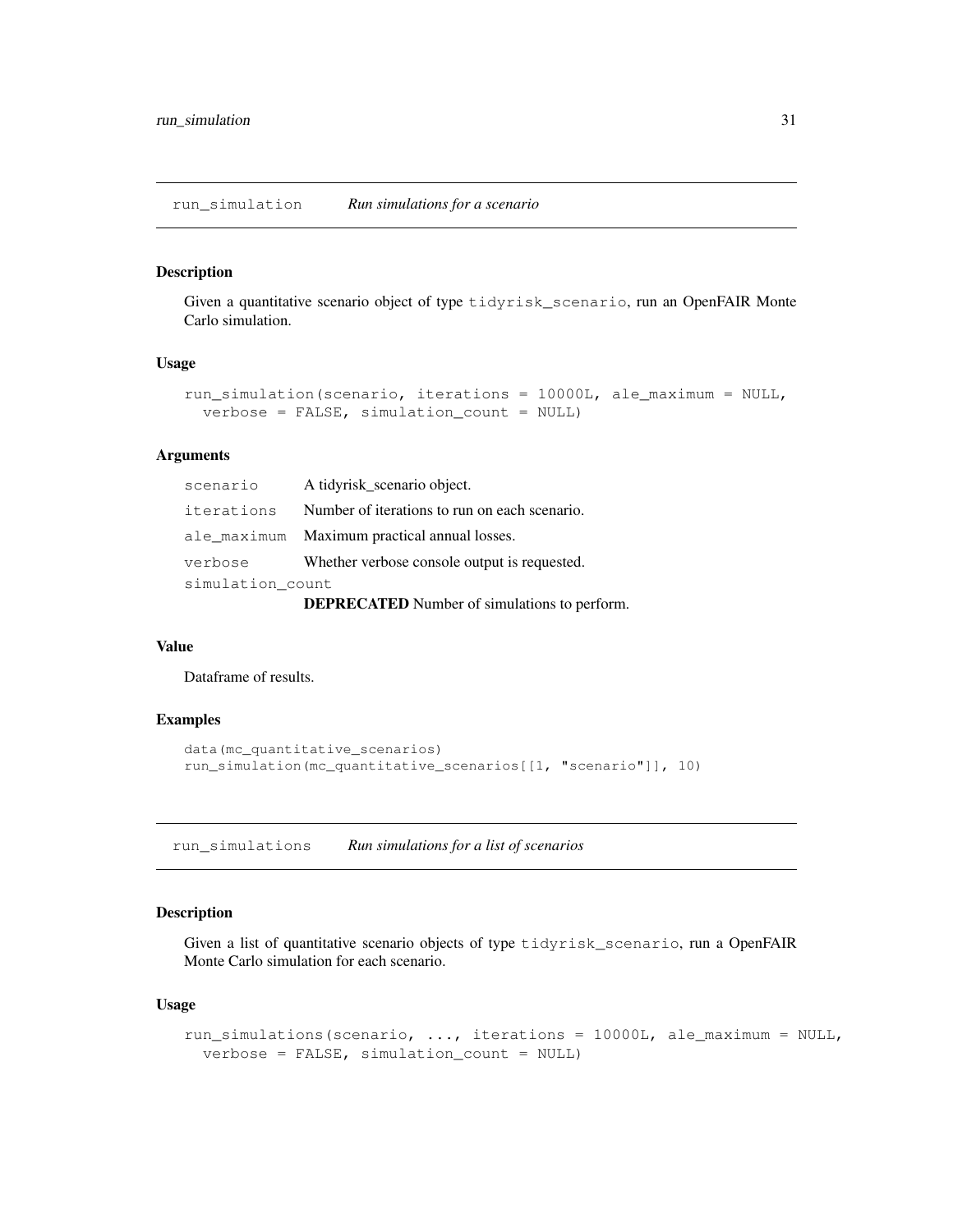## run_simulation *Run simulations for a scenario*

### Description

Given a quantitative scenario object of type `tidyrisk_scenario`, run an OpenFAIR Monte Carlo simulation.

### Usage

```
run_simulation(scenario, iterations = 10000L, ale_maximum = NULL,
  verbose = FALSE, simulation_count = NULL)
```

### Arguments

| | |
|---|---|
| `scenario` | A tidyrisk_scenario object. |
| `iterations` | Number of iterations to run on each scenario. |
| `ale_maximum` | Maximum practical annual losses. |
| `verbose` | Whether verbose console output is requested. |
| `simulation_count` | **DEPRECATED** Number of simulations to perform. |

### Value

Dataframe of results.

### Examples

```
data(mc_quantitative_scenarios)
run_simulation(mc_quantitative_scenarios[[1, "scenario"]], 10)
```

## run_simulations *Run simulations for a list of scenarios*

### Description

Given a list of quantitative scenario objects of type `tidyrisk_scenario`, run a OpenFAIR Monte Carlo simulation for each scenario.

### Usage

```
run_simulations(scenario, ..., iterations = 10000L, ale_maximum = NULL,
  verbose = FALSE, simulation_count = NULL)
```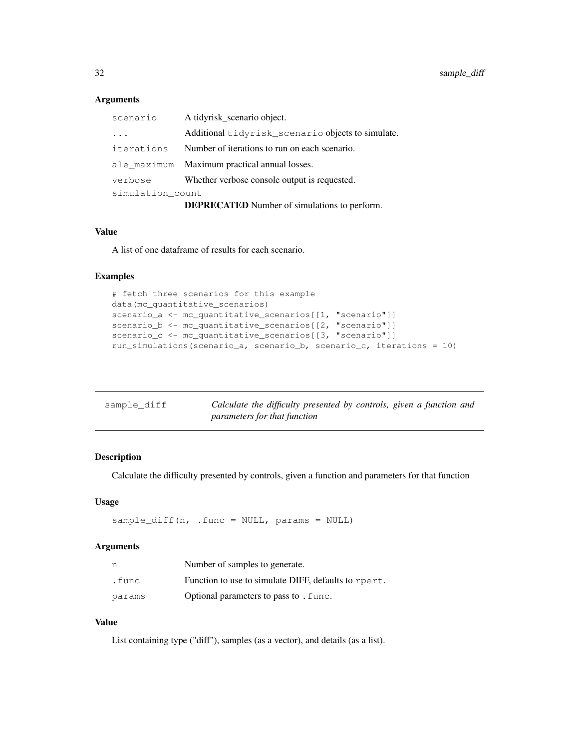### Arguments

| | |
|---|---|
| `scenario` | A tidyrisk_scenario object. |
| `...` | Additional `tidyrisk_scenario` objects to simulate. |
| `iterations` | Number of iterations to run on each scenario. |
| `ale_maximum` | Maximum practical annual losses. |
| `verbose` | Whether verbose console output is requested. |
| `simulation_count` | **DEPRECATED** Number of simulations to perform. |

### Value

A list of one dataframe of results for each scenario.

### Examples

```
# fetch three scenarios for this example
data(mc_quantitative_scenarios)
scenario_a <- mc_quantitative_scenarios[[1, "scenario"]]
scenario_b <- mc_quantitative_scenarios[[2, "scenario"]]
scenario_c <- mc_quantitative_scenarios[[3, "scenario"]]
run_simulations(scenario_a, scenario_b, scenario_c, iterations = 10)
```

---

## sample_diff — *Calculate the difficulty presented by controls, given a function and parameters for that function*

---

### Description

Calculate the difficulty presented by controls, given a function and parameters for that function

### Usage

```
sample_diff(n, .func = NULL, params = NULL)
```

### Arguments

| | |
|---|---|
| `n` | Number of samples to generate. |
| `.func` | Function to use to simulate DIFF, defaults to `rpert`. |
| `params` | Optional parameters to pass to `.func`. |

### Value

List containing type ("diff"), samples (as a vector), and details (as a list).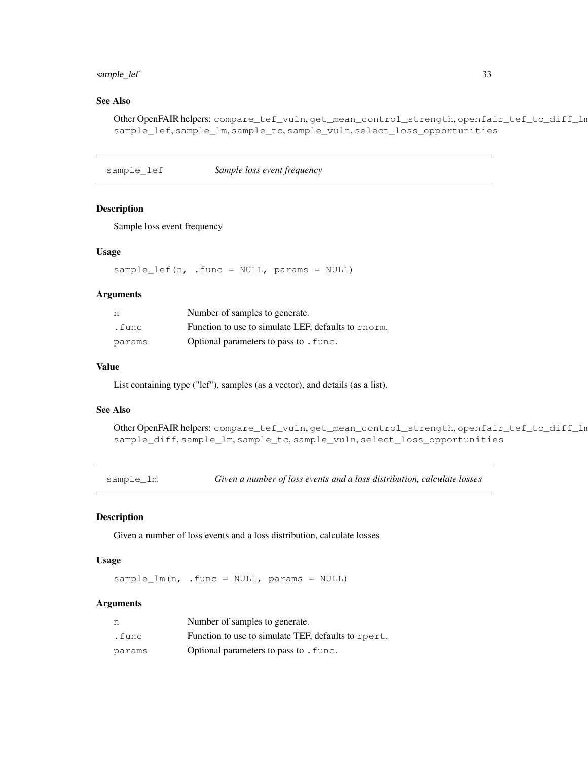## See Also

Other OpenFAIR helpers: `compare_tef_vuln`, `get_mean_control_strength`, `openfair_tef_tc_diff_lm`, `sample_lef`, `sample_lm`, `sample_tc`, `sample_vuln`, `select_loss_opportunities`

---

`sample_lef` *Sample loss event frequency*

---

## Description

Sample loss event frequency

## Usage

```
sample_lef(n, .func = NULL, params = NULL)
```

## Arguments

| | |
|---|---|
| `n` | Number of samples to generate. |
| `.func` | Function to use to simulate LEF, defaults to `rnorm`. |
| `params` | Optional parameters to pass to `.func`. |

## Value

List containing type ("lef"), samples (as a vector), and details (as a list).

## See Also

Other OpenFAIR helpers: `compare_tef_vuln`, `get_mean_control_strength`, `openfair_tef_tc_diff_lm`, `sample_diff`, `sample_lm`, `sample_tc`, `sample_vuln`, `select_loss_opportunities`

---

`sample_lm` *Given a number of loss events and a loss distribution, calculate losses*

---

## Description

Given a number of loss events and a loss distribution, calculate losses

## Usage

```
sample_lm(n, .func = NULL, params = NULL)
```

## Arguments

| | |
|---|---|
| `n` | Number of samples to generate. |
| `.func` | Function to use to simulate TEF, defaults to `rpert`. |
| `params` | Optional parameters to pass to `.func`. |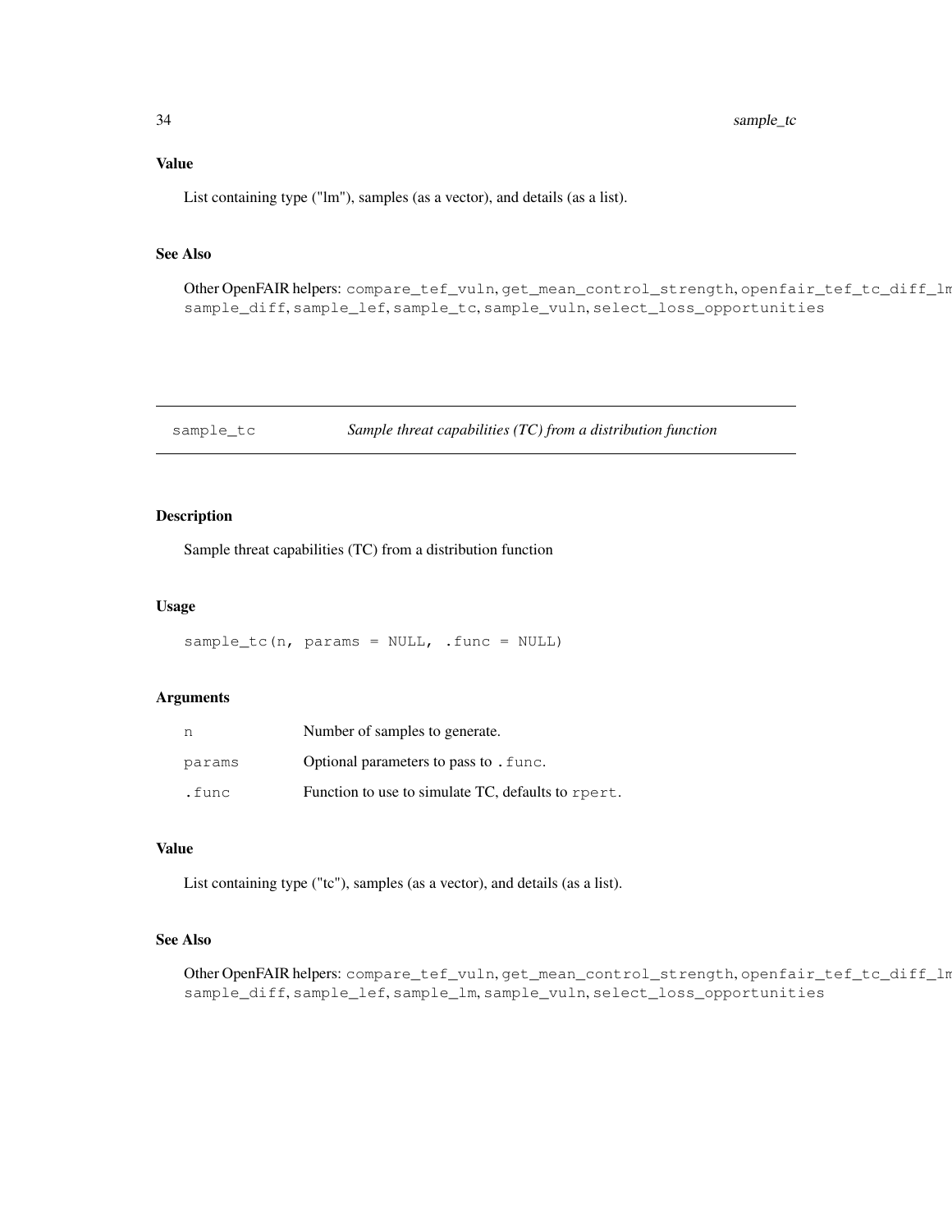### Value

List containing type ("lm"), samples (as a vector), and details (as a list).

### See Also

Other OpenFAIR helpers: `compare_tef_vuln`, `get_mean_control_strength`, `openfair_tef_tc_diff_lm`, `sample_diff`, `sample_lef`, `sample_tc`, `sample_vuln`, `select_loss_opportunities`

---

## sample_tc — *Sample threat capabilities (TC) from a distribution function*

---

### Description

Sample threat capabilities (TC) from a distribution function

### Usage

```
sample_tc(n, params = NULL, .func = NULL)
```

### Arguments

| | |
|---|---|
| n | Number of samples to generate. |
| params | Optional parameters to pass to `.func`. |
| .func | Function to use to simulate TC, defaults to `rpert`. |

### Value

List containing type ("tc"), samples (as a vector), and details (as a list).

### See Also

Other OpenFAIR helpers: `compare_tef_vuln`, `get_mean_control_strength`, `openfair_tef_tc_diff_lm`, `sample_diff`, `sample_lef`, `sample_lm`, `sample_vuln`, `select_loss_opportunities`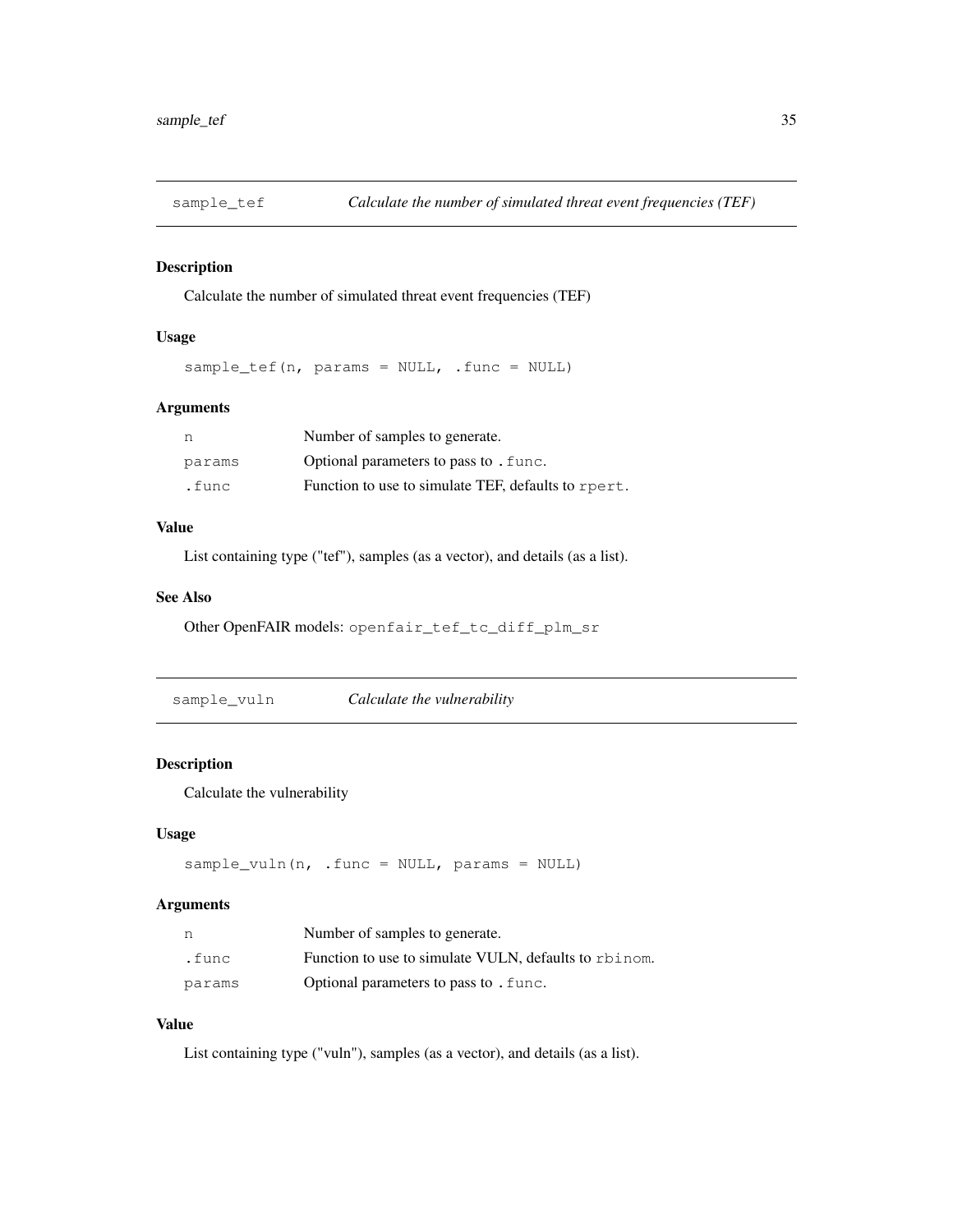## sample_tef — *Calculate the number of simulated threat event frequencies (TEF)*

### Description

Calculate the number of simulated threat event frequencies (TEF)

### Usage

```
sample_tef(n, params = NULL, .func = NULL)
```

### Arguments

| | |
|---|---|
| n | Number of samples to generate. |
| params | Optional parameters to pass to `.func`. |
| .func | Function to use to simulate TEF, defaults to `rpert`. |

### Value

List containing type ("tef"), samples (as a vector), and details (as a list).

### See Also

Other OpenFAIR models: `openfair_tef_tc_diff_plm_sr`

## sample_vuln — *Calculate the vulnerability*

### Description

Calculate the vulnerability

### Usage

```
sample_vuln(n, .func = NULL, params = NULL)
```

### Arguments

| | |
|---|---|
| n | Number of samples to generate. |
| .func | Function to use to simulate VULN, defaults to `rbinom`. |
| params | Optional parameters to pass to `.func`. |

### Value

List containing type ("vuln"), samples (as a vector), and details (as a list).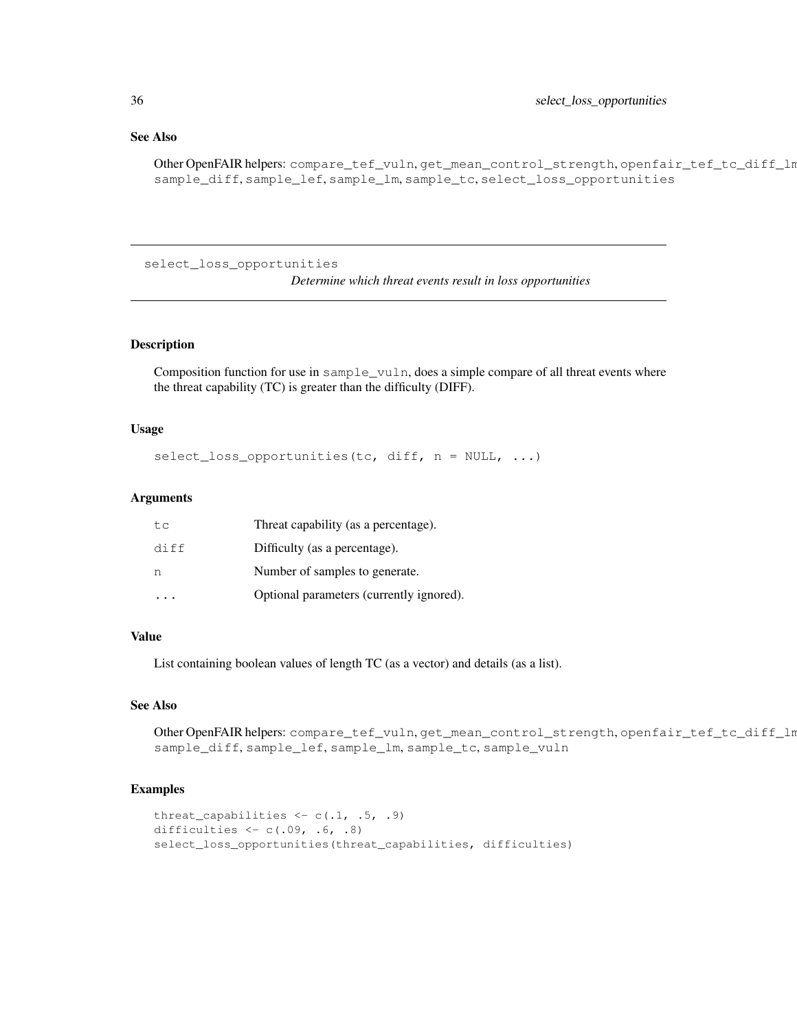## See Also

Other OpenFAIR helpers: `compare_tef_vuln`, `get_mean_control_strength`, `openfair_tef_tc_diff_lm`, `sample_diff`, `sample_lef`, `sample_lm`, `sample_tc`, `select_loss_opportunities`

---

# select_loss_opportunities

*Determine which threat events result in loss opportunities*

---

## Description

Composition function for use in `sample_vuln`, does a simple compare of all threat events where the threat capability (TC) is greater than the difficulty (DIFF).

## Usage

```
select_loss_opportunities(tc, diff, n = NULL, ...)
```

## Arguments

| | |
|---|---|
| `tc` | Threat capability (as a percentage). |
| `diff` | Difficulty (as a percentage). |
| `n` | Number of samples to generate. |
| `...` | Optional parameters (currently ignored). |

## Value

List containing boolean values of length TC (as a vector) and details (as a list).

## See Also

Other OpenFAIR helpers: `compare_tef_vuln`, `get_mean_control_strength`, `openfair_tef_tc_diff_lm`, `sample_diff`, `sample_lef`, `sample_lm`, `sample_tc`, `sample_vuln`

## Examples

```
threat_capabilities <- c(.1, .5, .9)
difficulties <- c(.09, .6, .8)
select_loss_opportunities(threat_capabilities, difficulties)
```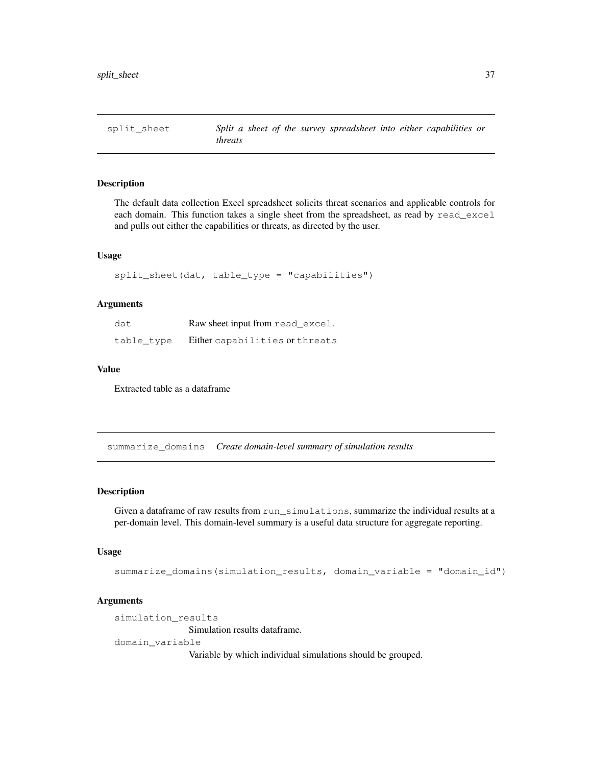## split_sheet — *Split a sheet of the survey spreadsheet into either capabilities or threats*

### Description

The default data collection Excel spreadsheet solicits threat scenarios and applicable controls for each domain. This function takes a single sheet from the spreadsheet, as read by `read_excel` and pulls out either the capabilities or threats, as directed by the user.

### Usage

```
split_sheet(dat, table_type = "capabilities")
```

### Arguments

| | |
|---|---|
| `dat` | Raw sheet input from `read_excel`. |
| `table_type` | Either `capabilities` or `threats` |

### Value

Extracted table as a dataframe

## summarize_domains — *Create domain-level summary of simulation results*

### Description

Given a dataframe of raw results from `run_simulations`, summarize the individual results at a per-domain level. This domain-level summary is a useful data structure for aggregate reporting.

### Usage

```
summarize_domains(simulation_results, domain_variable = "domain_id")
```

### Arguments

| | |
|---|---|
| `simulation_results` | Simulation results dataframe. |
| `domain_variable` | Variable by which individual simulations should be grouped. |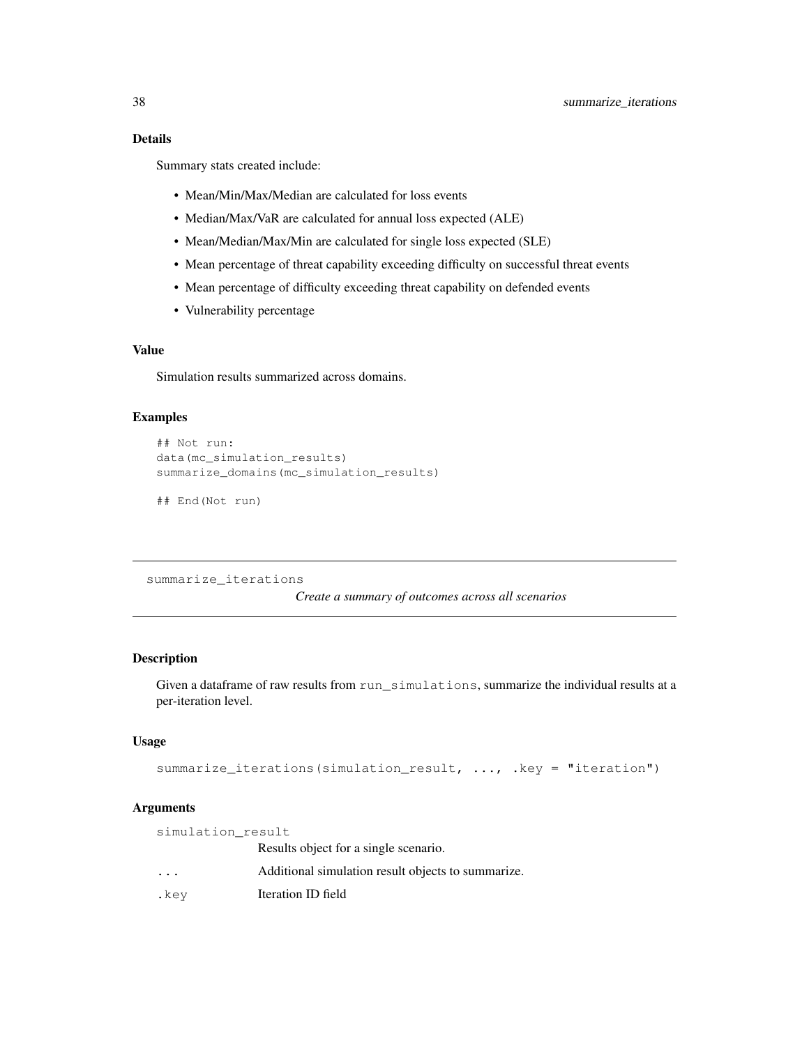### Details

Summary stats created include:

- Mean/Min/Max/Median are calculated for loss events
- Median/Max/VaR are calculated for annual loss expected (ALE)
- Mean/Median/Max/Min are calculated for single loss expected (SLE)
- Mean percentage of threat capability exceeding difficulty on successful threat events
- Mean percentage of difficulty exceeding threat capability on defended events
- Vulnerability percentage

### Value

Simulation results summarized across domains.

### Examples

```
## Not run:
data(mc_simulation_results)
summarize_domains(mc_simulation_results)

## End(Not run)
```

---

## summarize_iterations

*Create a summary of outcomes across all scenarios*

---

### Description

Given a dataframe of raw results from `run_simulations`, summarize the individual results at a per-iteration level.

### Usage

```
summarize_iterations(simulation_result, ..., .key = "iteration")
```

### Arguments

| | |
|---|---|
| `simulation_result` | Results object for a single scenario. |
| `...` | Additional simulation result objects to summarize. |
| `.key` | Iteration ID field |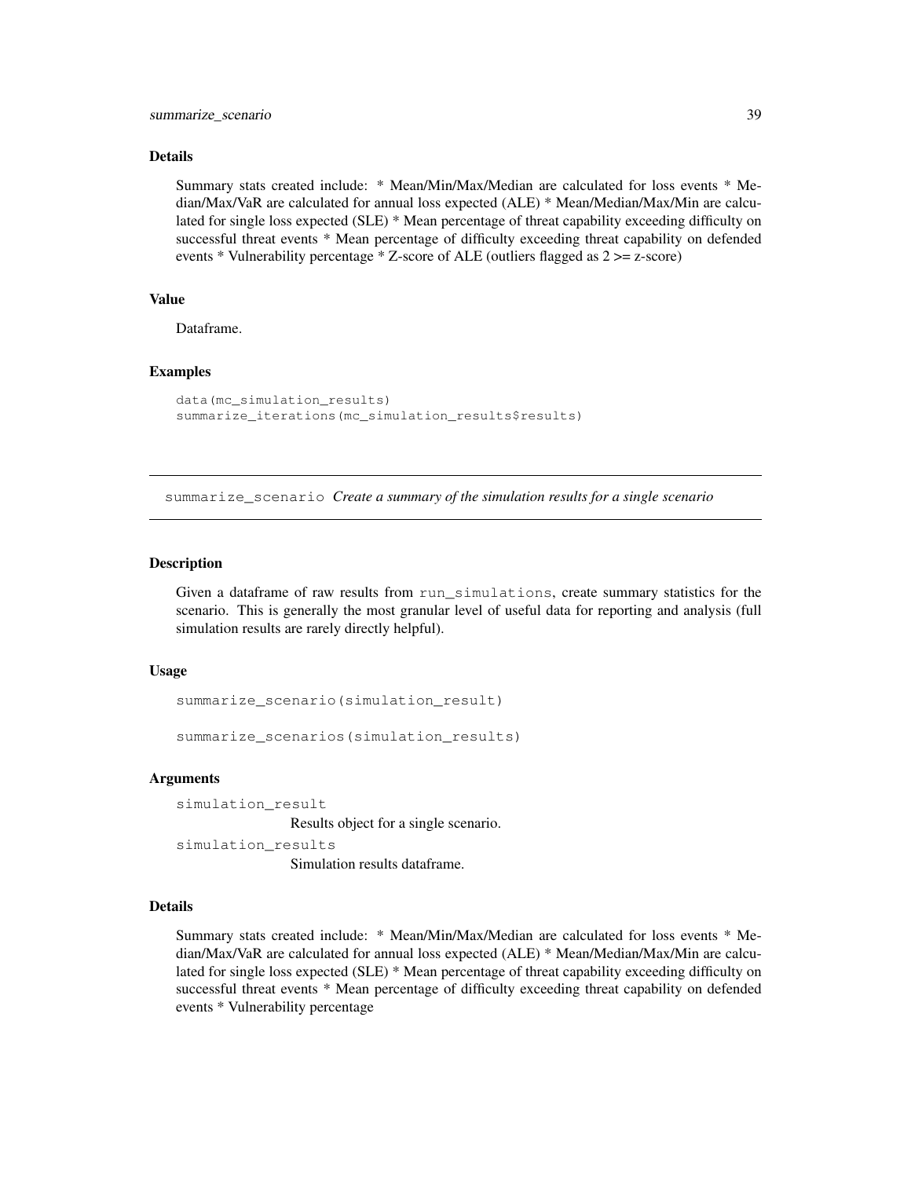### Details

Summary stats created include: * Mean/Min/Max/Median are calculated for loss events * Median/Max/VaR are calculated for annual loss expected (ALE) * Mean/Median/Max/Min are calculated for single loss expected (SLE) * Mean percentage of threat capability exceeding difficulty on successful threat events * Mean percentage of difficulty exceeding threat capability on defended events * Vulnerability percentage * Z-score of ALE (outliers flagged as 2 >= z-score)

### Value

Dataframe.

### Examples

```
data(mc_simulation_results)
summarize_iterations(mc_simulation_results$results)
```

---

## summarize_scenario *Create a summary of the simulation results for a single scenario*

---

### Description

Given a dataframe of raw results from `run_simulations`, create summary statistics for the scenario. This is generally the most granular level of useful data for reporting and analysis (full simulation results are rarely directly helpful).

### Usage

```
summarize_scenario(simulation_result)

summarize_scenarios(simulation_results)
```

### Arguments

`simulation_result`
: Results object for a single scenario.

`simulation_results`
: Simulation results dataframe.

### Details

Summary stats created include: * Mean/Min/Max/Median are calculated for loss events * Median/Max/VaR are calculated for annual loss expected (ALE) * Mean/Median/Max/Min are calculated for single loss expected (SLE) * Mean percentage of threat capability exceeding difficulty on successful threat events * Mean percentage of difficulty exceeding threat capability on defended events * Vulnerability percentage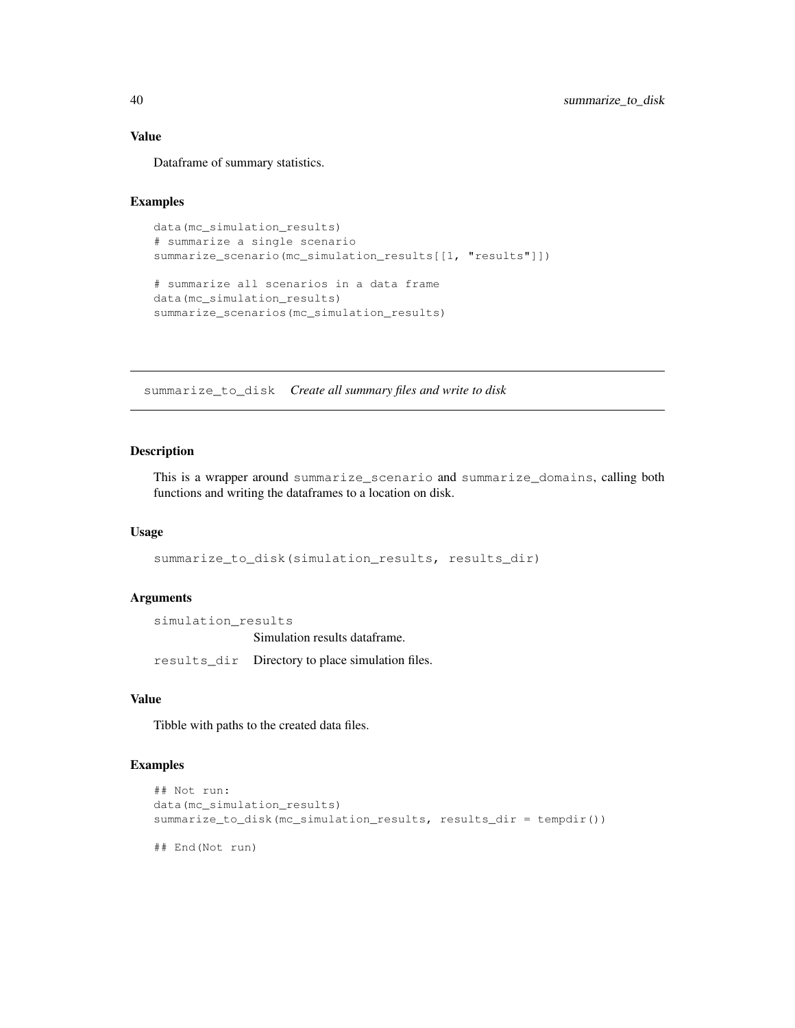### Value

Dataframe of summary statistics.

### Examples

```
data(mc_simulation_results)
# summarize a single scenario
summarize_scenario(mc_simulation_results[[1, "results"]])

# summarize all scenarios in a data frame
data(mc_simulation_results)
summarize_scenarios(mc_simulation_results)
```

---

## summarize_to_disk    *Create all summary files and write to disk*

---

### Description

This is a wrapper around `summarize_scenario` and `summarize_domains`, calling both functions and writing the dataframes to a location on disk.

### Usage

```
summarize_to_disk(simulation_results, results_dir)
```

### Arguments

| | |
|---|---|
| `simulation_results` | Simulation results dataframe. |
| `results_dir` | Directory to place simulation files. |

### Value

Tibble with paths to the created data files.

### Examples

```
## Not run:
data(mc_simulation_results)
summarize_to_disk(mc_simulation_results, results_dir = tempdir())

## End(Not run)
```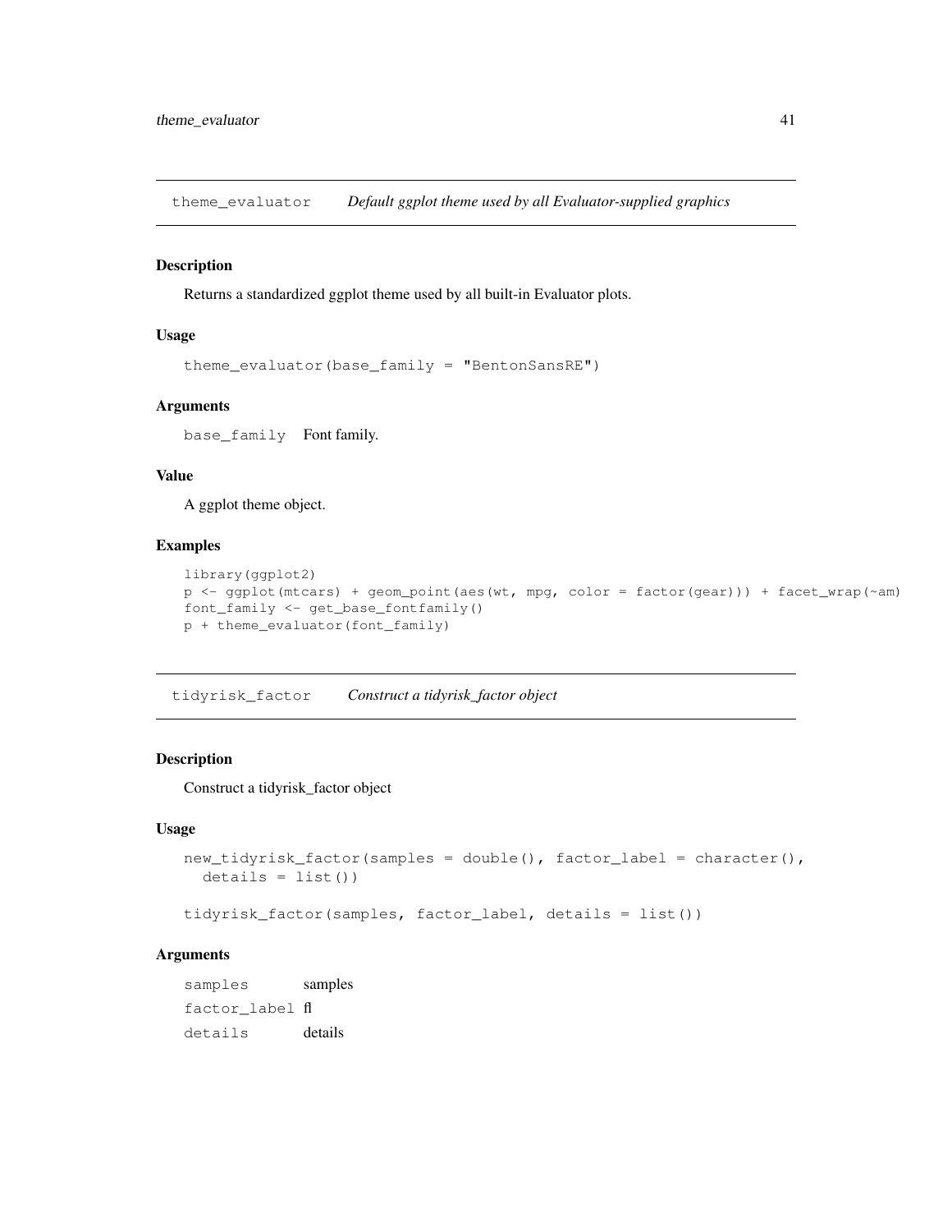## theme_evaluator *Default ggplot theme used by all Evaluator-supplied graphics*

### Description

Returns a standardized ggplot theme used by all built-in Evaluator plots.

### Usage

```
theme_evaluator(base_family = "BentonSansRE")
```

### Arguments

| | |
|---|---|
| base_family | Font family. |

### Value

A ggplot theme object.

### Examples

```
library(ggplot2)
p <- ggplot(mtcars) + geom_point(aes(wt, mpg, color = factor(gear))) + facet_wrap(~am)
font_family <- get_base_fontfamily()
p + theme_evaluator(font_family)
```

## tidyrisk_factor *Construct a tidyrisk_factor object*

### Description

Construct a tidyrisk_factor object

### Usage

```
new_tidyrisk_factor(samples = double(), factor_label = character(),
  details = list())

tidyrisk_factor(samples, factor_label, details = list())
```

### Arguments

| | |
|---|---|
| samples | samples |
| factor_label | fl |
| details | details |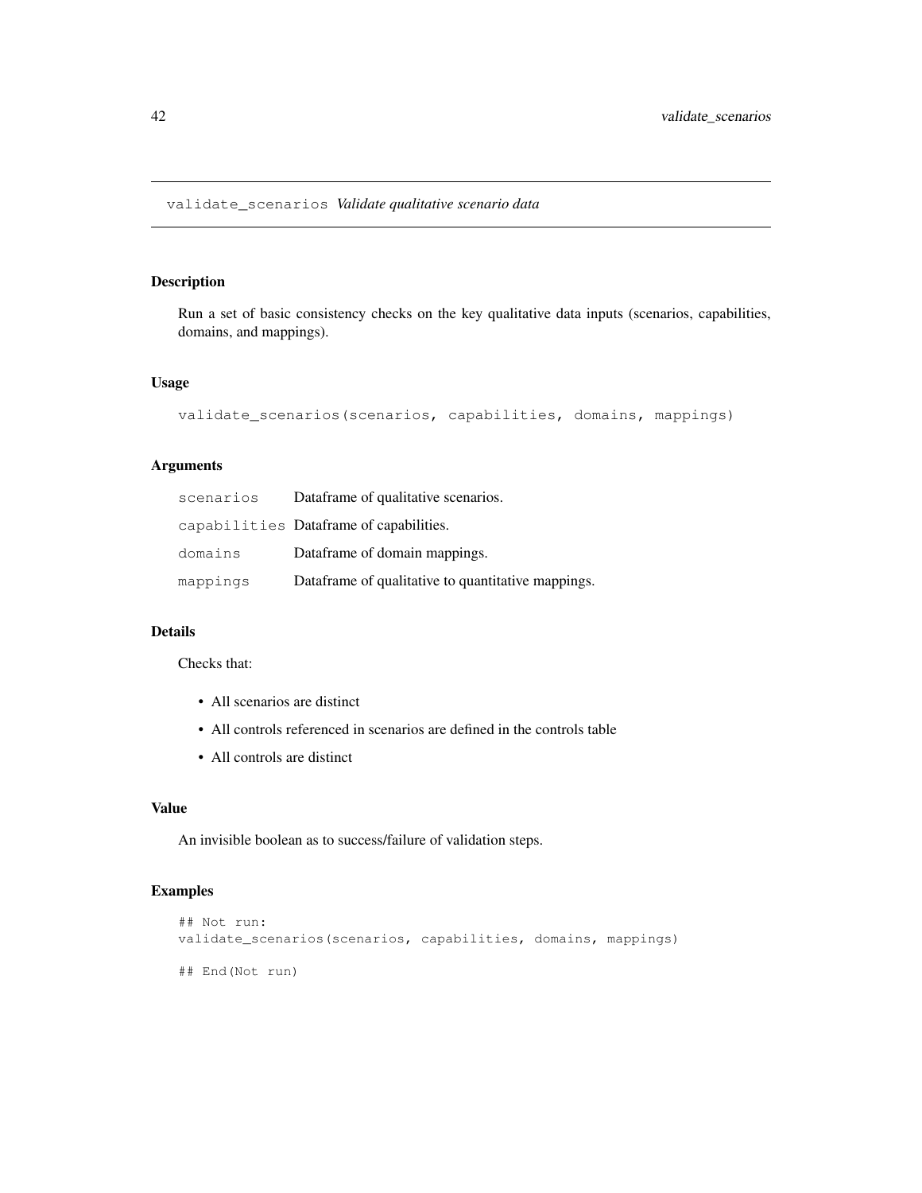## validate_scenarios *Validate qualitative scenario data*

### Description

Run a set of basic consistency checks on the key qualitative data inputs (scenarios, capabilities, domains, and mappings).

### Usage

```
validate_scenarios(scenarios, capabilities, domains, mappings)
```

### Arguments

| | |
|---|---|
| scenarios | Dataframe of qualitative scenarios. |
| capabilities | Dataframe of capabilities. |
| domains | Dataframe of domain mappings. |
| mappings | Dataframe of qualitative to quantitative mappings. |

### Details

Checks that:

- All scenarios are distinct
- All controls referenced in scenarios are defined in the controls table
- All controls are distinct

### Value

An invisible boolean as to success/failure of validation steps.

### Examples

```
## Not run:
validate_scenarios(scenarios, capabilities, domains, mappings)

## End(Not run)
```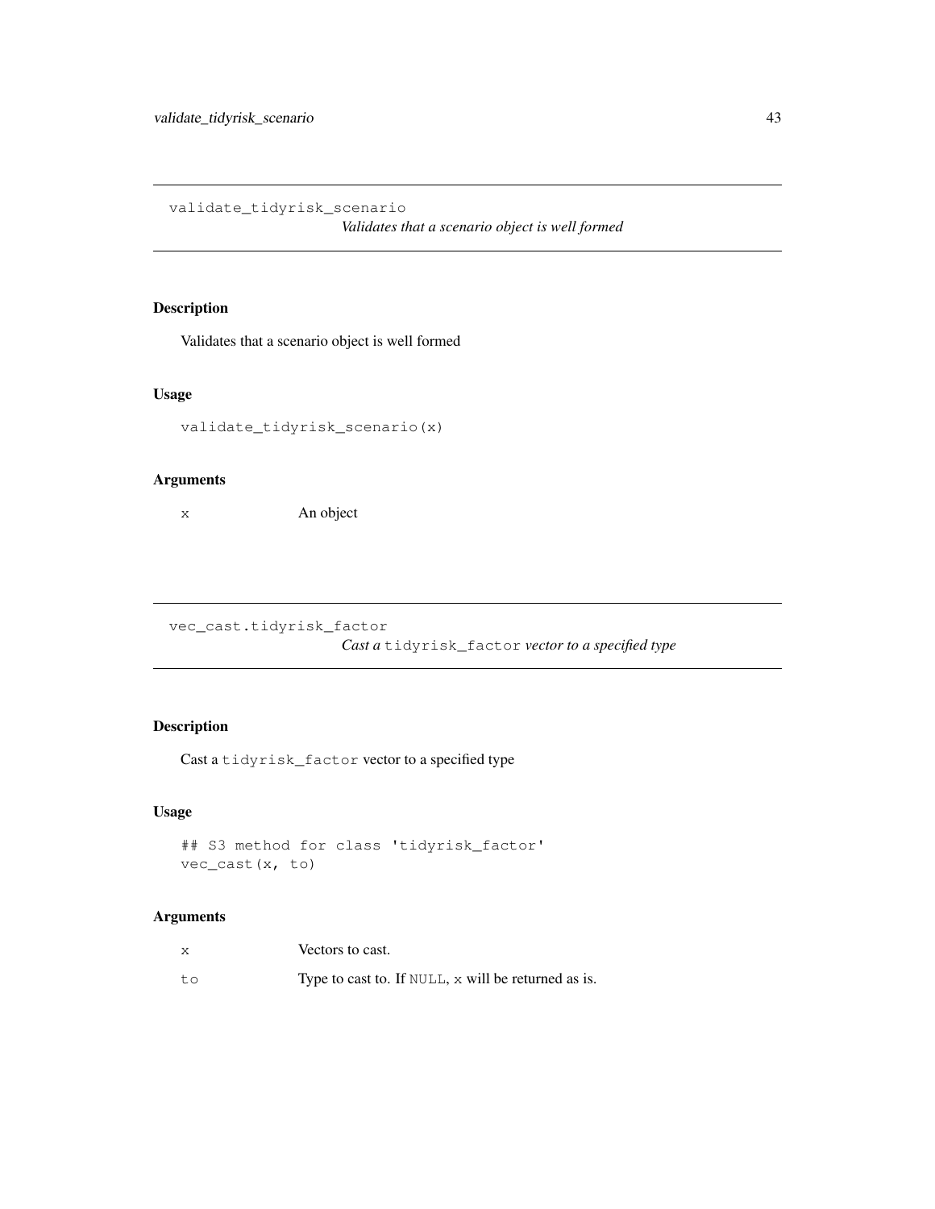## validate_tidyrisk_scenario

*Validates that a scenario object is well formed*

### Description

Validates that a scenario object is well formed

### Usage

```
validate_tidyrisk_scenario(x)
```

### Arguments

| | |
|---|---|
| x | An object |

## vec_cast.tidyrisk_factor

*Cast a `tidyrisk_factor` vector to a specified type*

### Description

Cast a `tidyrisk_factor` vector to a specified type

### Usage

```
## S3 method for class 'tidyrisk_factor'
vec_cast(x, to)
```

### Arguments

| | |
|---|---|
| x | Vectors to cast. |
| to | Type to cast to. If `NULL`, `x` will be returned as is. |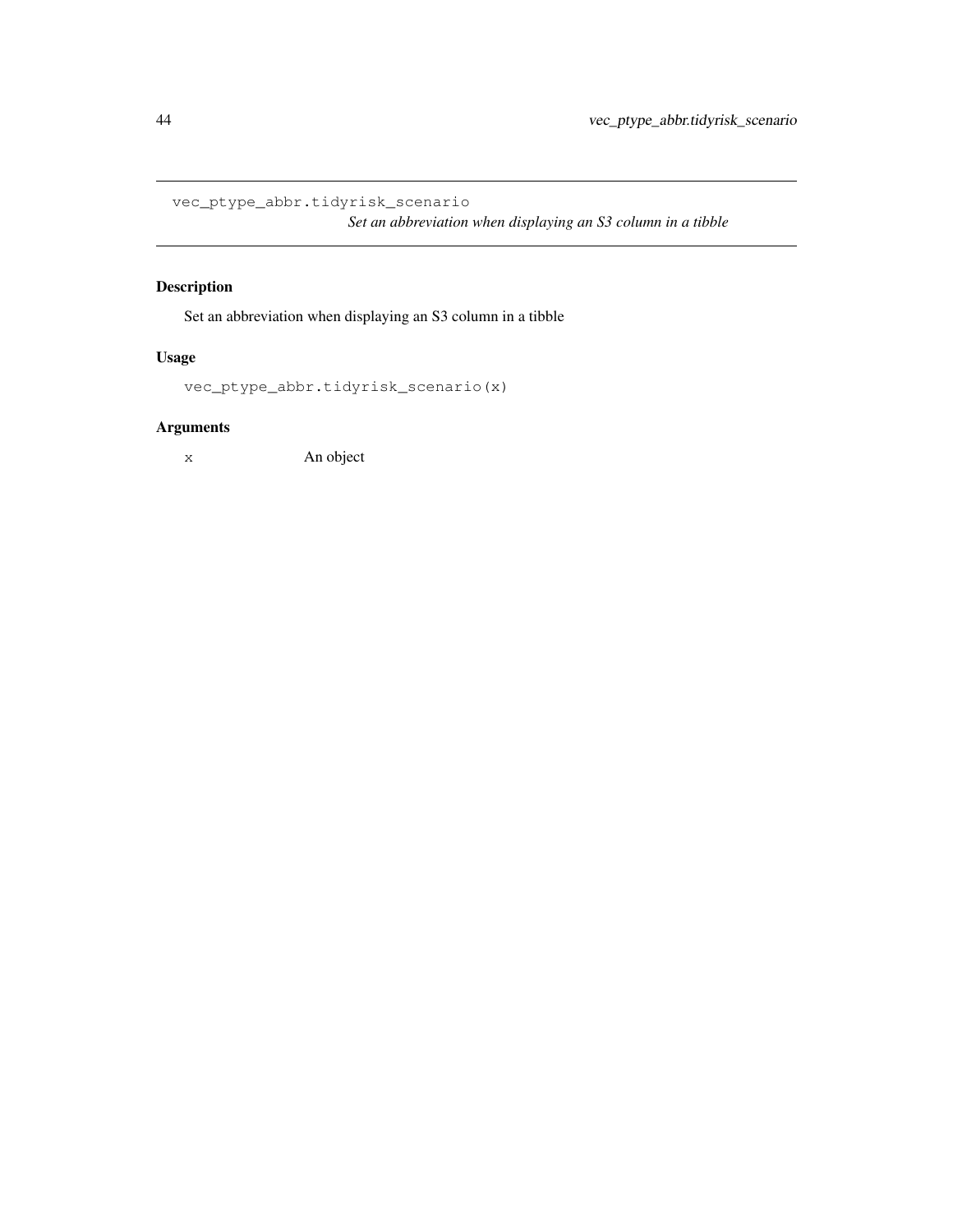# vec_ptype_abbr.tidyrisk_scenario

*Set an abbreviation when displaying an S3 column in a tibble*

## Description

Set an abbreviation when displaying an S3 column in a tibble

## Usage

```
vec_ptype_abbr.tidyrisk_scenario(x)
```

## Arguments

| | |
|---|---|
| x | An object |